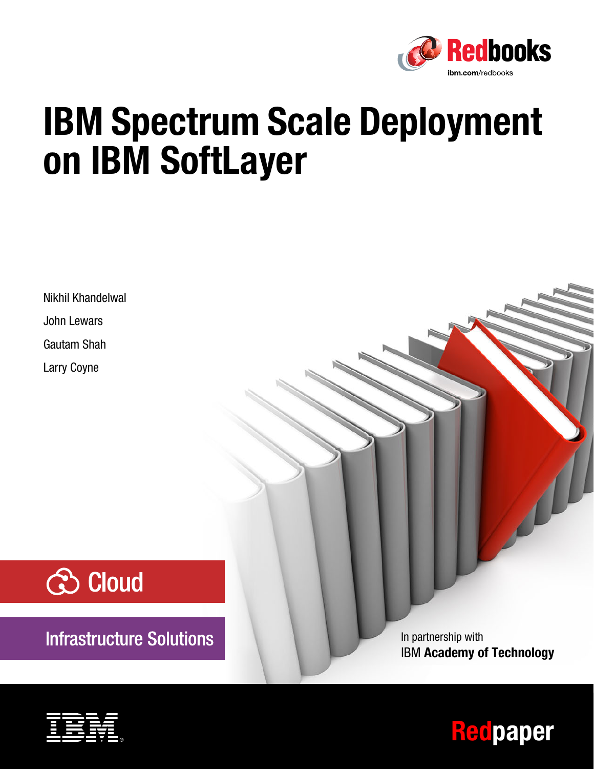Redbooks

ibm.com/redbooks

# IBM Spectrum Scale Deployment on IBM SoftLayer

Nikhil Khandelwal

John Lewars

Gautam Shah

Larry Coyne

Cloud

Infrastructure Solutions

In partnership with
IBM **Academy of Technology**

IBM

Redpaper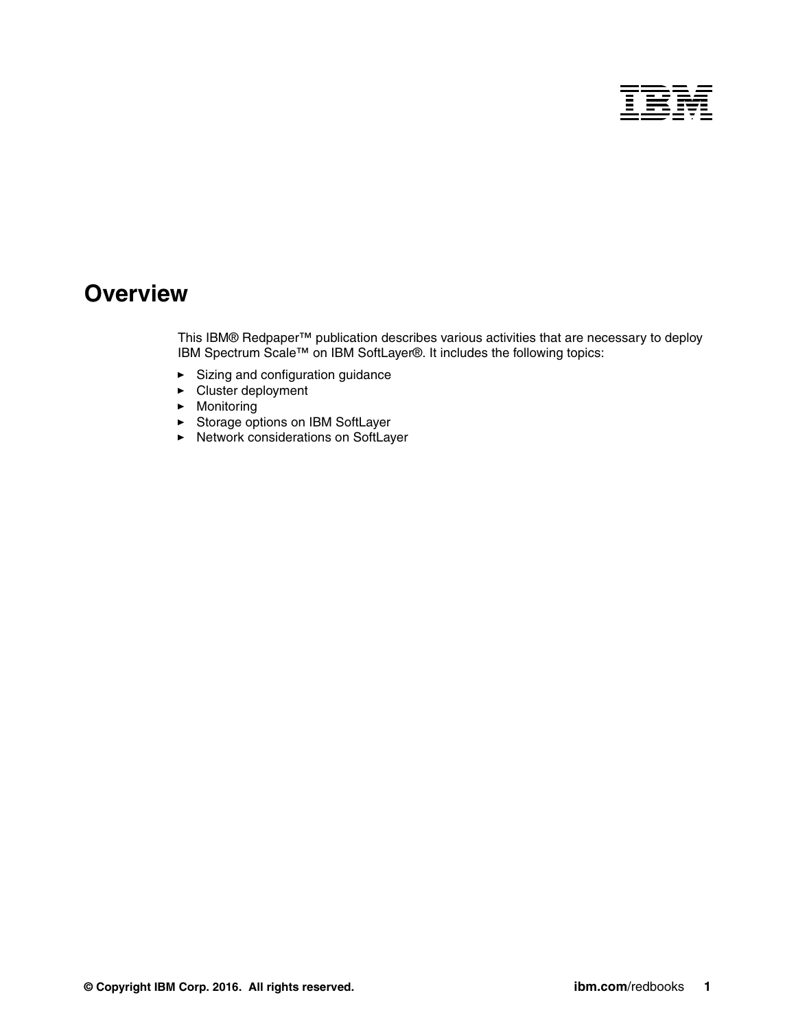# Overview

This IBM® Redpaper™ publication describes various activities that are necessary to deploy IBM Spectrum Scale™ on IBM SoftLayer®. It includes the following topics:

- Sizing and configuration guidance
- Cluster deployment
- Monitoring
- Storage options on IBM SoftLayer
- Network considerations on SoftLayer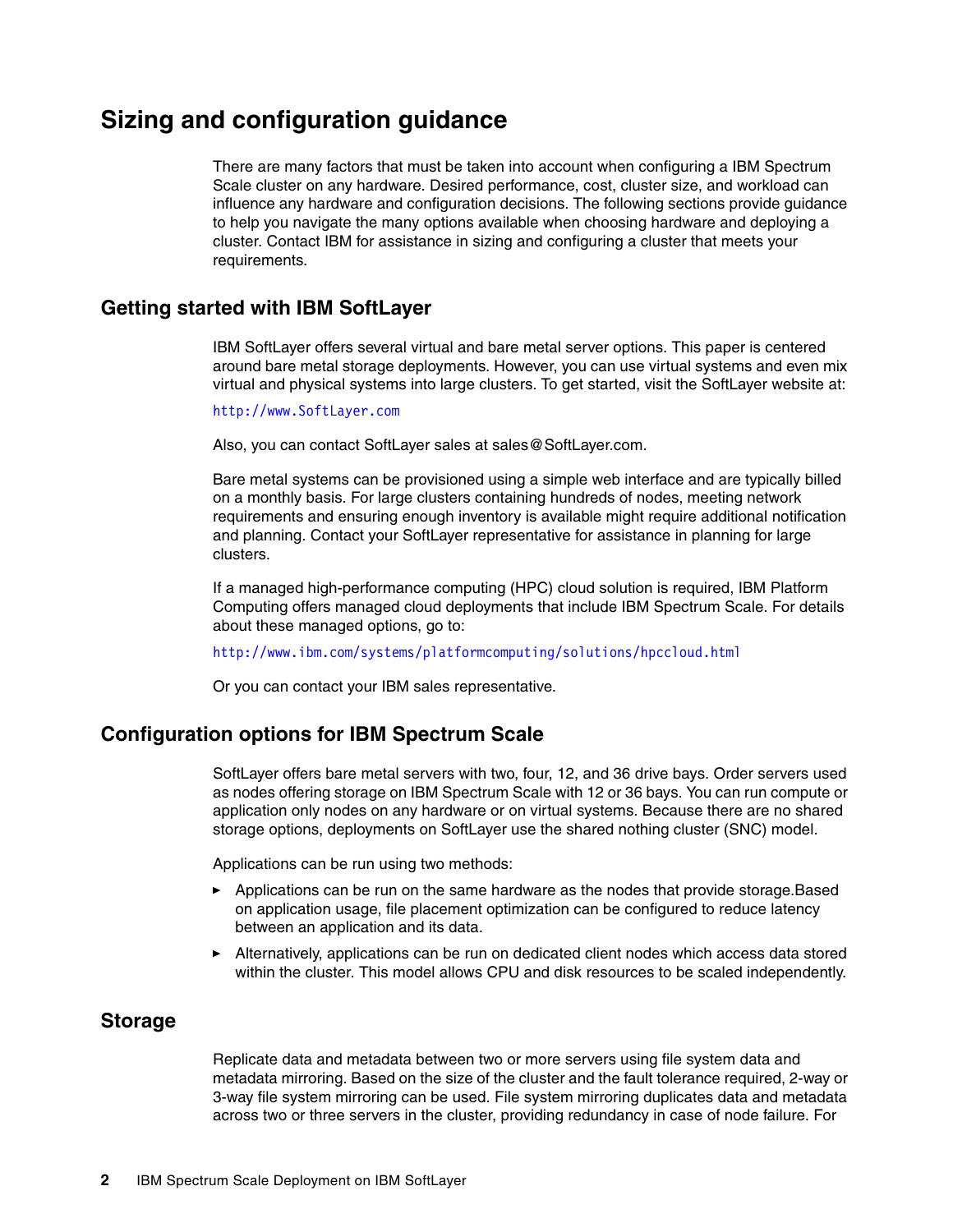# Sizing and configuration guidance

There are many factors that must be taken into account when configuring a IBM Spectrum Scale cluster on any hardware. Desired performance, cost, cluster size, and workload can influence any hardware and configuration decisions. The following sections provide guidance to help you navigate the many options available when choosing hardware and deploying a cluster. Contact IBM for assistance in sizing and configuring a cluster that meets your requirements.

## Getting started with IBM SoftLayer

IBM SoftLayer offers several virtual and bare metal server options. This paper is centered around bare metal storage deployments. However, you can use virtual systems and even mix virtual and physical systems into large clusters. To get started, visit the SoftLayer website at:

http://www.SoftLayer.com

Also, you can contact SoftLayer sales at sales@SoftLayer.com.

Bare metal systems can be provisioned using a simple web interface and are typically billed on a monthly basis. For large clusters containing hundreds of nodes, meeting network requirements and ensuring enough inventory is available might require additional notification and planning. Contact your SoftLayer representative for assistance in planning for large clusters.

If a managed high-performance computing (HPC) cloud solution is required, IBM Platform Computing offers managed cloud deployments that include IBM Spectrum Scale. For details about these managed options, go to:

http://www.ibm.com/systems/platformcomputing/solutions/hpccloud.html

Or you can contact your IBM sales representative.

## Configuration options for IBM Spectrum Scale

SoftLayer offers bare metal servers with two, four, 12, and 36 drive bays. Order servers used as nodes offering storage on IBM Spectrum Scale with 12 or 36 bays. You can run compute or application only nodes on any hardware or on virtual systems. Because there are no shared storage options, deployments on SoftLayer use the shared nothing cluster (SNC) model.

Applications can be run using two methods:

- Applications can be run on the same hardware as the nodes that provide storage.Based on application usage, file placement optimization can be configured to reduce latency between an application and its data.
- Alternatively, applications can be run on dedicated client nodes which access data stored within the cluster. This model allows CPU and disk resources to be scaled independently.

## Storage

Replicate data and metadata between two or more servers using file system data and metadata mirroring. Based on the size of the cluster and the fault tolerance required, 2-way or 3-way file system mirroring can be used. File system mirroring duplicates data and metadata across two or three servers in the cluster, providing redundancy in case of node failure. For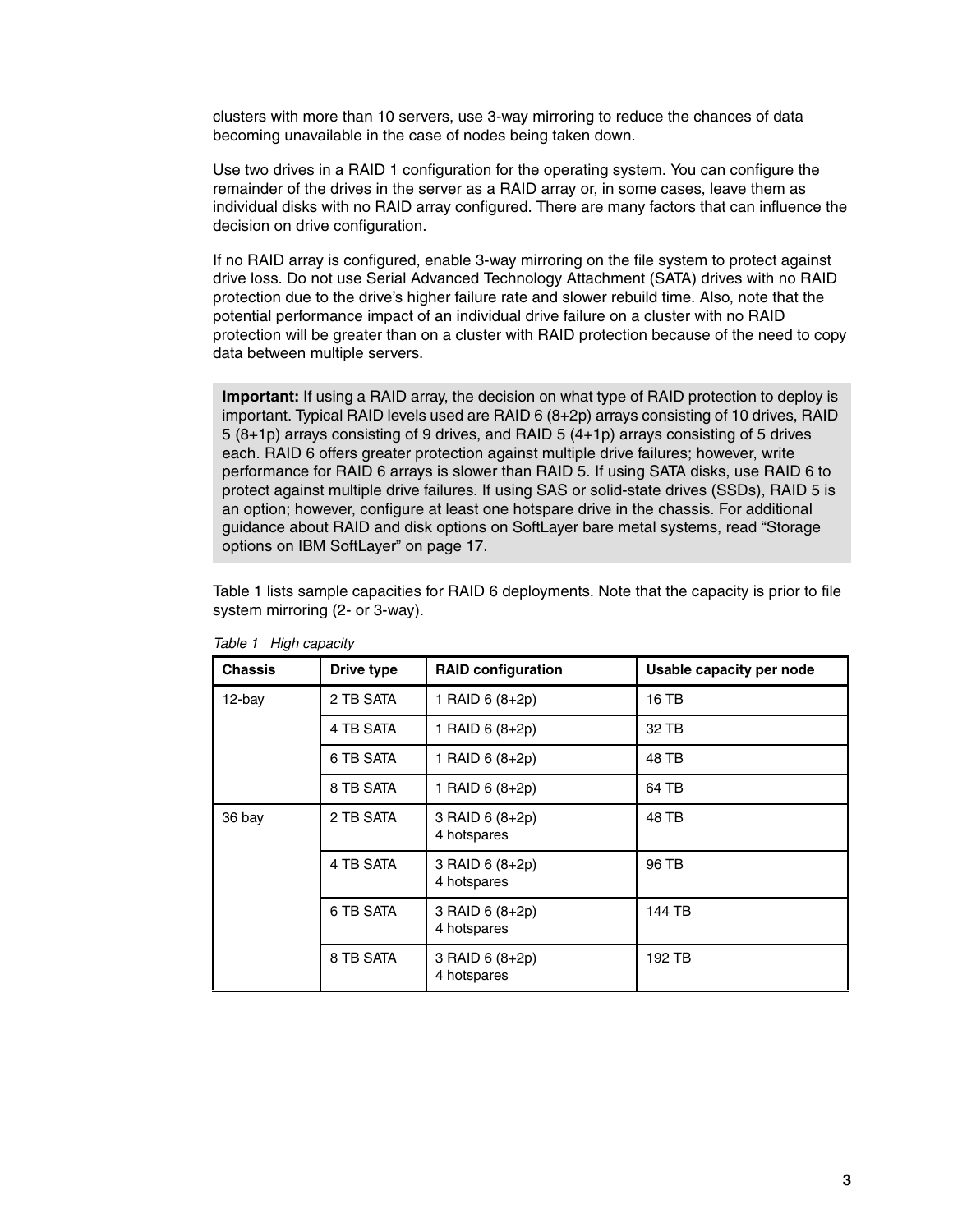clusters with more than 10 servers, use 3-way mirroring to reduce the chances of data becoming unavailable in the case of nodes being taken down.

Use two drives in a RAID 1 configuration for the operating system. You can configure the remainder of the drives in the server as a RAID array or, in some cases, leave them as individual disks with no RAID array configured. There are many factors that can influence the decision on drive configuration.

If no RAID array is configured, enable 3-way mirroring on the file system to protect against drive loss. Do not use Serial Advanced Technology Attachment (SATA) drives with no RAID protection due to the drive's higher failure rate and slower rebuild time. Also, note that the potential performance impact of an individual drive failure on a cluster with no RAID protection will be greater than on a cluster with RAID protection because of the need to copy data between multiple servers.

> **Important:** If using a RAID array, the decision on what type of RAID protection to deploy is important. Typical RAID levels used are RAID 6 (8+2p) arrays consisting of 10 drives, RAID 5 (8+1p) arrays consisting of 9 drives, and RAID 5 (4+1p) arrays consisting of 5 drives each. RAID 6 offers greater protection against multiple drive failures; however, write performance for RAID 6 arrays is slower than RAID 5. If using SATA disks, use RAID 6 to protect against multiple drive failures. If using SAS or solid-state drives (SSDs), RAID 5 is an option; however, configure at least one hotspare drive in the chassis. For additional guidance about RAID and disk options on SoftLayer bare metal systems, read "Storage options on IBM SoftLayer" on page 17.

Table 1 lists sample capacities for RAID 6 deployments. Note that the capacity is prior to file system mirroring (2- or 3-way).

*Table 1 High capacity*

| Chassis | Drive type | RAID configuration | Usable capacity per node |
|---|---|---|---|
| 12-bay | 2 TB SATA | 1 RAID 6 (8+2p) | 16 TB |
| | 4 TB SATA | 1 RAID 6 (8+2p) | 32 TB |
| | 6 TB SATA | 1 RAID 6 (8+2p) | 48 TB |
| | 8 TB SATA | 1 RAID 6 (8+2p) | 64 TB |
| 36 bay | 2 TB SATA | 3 RAID 6 (8+2p) 4 hotspares | 48 TB |
| | 4 TB SATA | 3 RAID 6 (8+2p) 4 hotspares | 96 TB |
| | 6 TB SATA | 3 RAID 6 (8+2p) 4 hotspares | 144 TB |
| | 8 TB SATA | 3 RAID 6 (8+2p) 4 hotspares | 192 TB |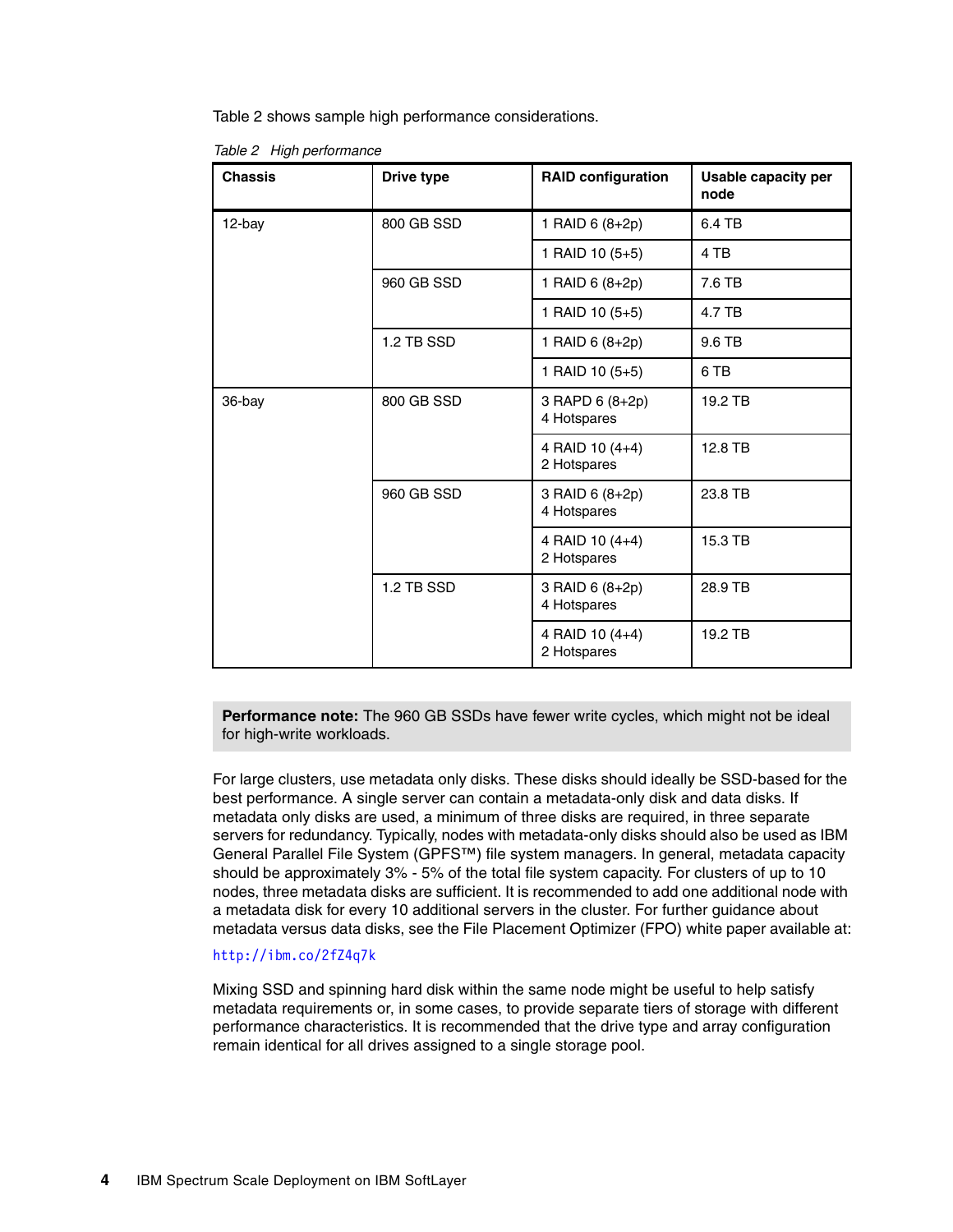Table 2 shows sample high performance considerations.

*Table 2 High performance*

| Chassis | Drive type | RAID configuration | Usable capacity per node |
| --- | --- | --- | --- |
| 12-bay | 800 GB SSD | 1 RAID 6 (8+2p) | 6.4 TB |
| | | 1 RAID 10 (5+5) | 4 TB |
| | 960 GB SSD | 1 RAID 6 (8+2p) | 7.6 TB |
| | | 1 RAID 10 (5+5) | 4.7 TB |
| | 1.2 TB SSD | 1 RAID 6 (8+2p) | 9.6 TB |
| | | 1 RAID 10 (5+5) | 6 TB |
| 36-bay | 800 GB SSD | 3 RAPD 6 (8+2p)<br>4 Hotspares | 19.2 TB |
| | | 4 RAID 10 (4+4)<br>2 Hotspares | 12.8 TB |
| | 960 GB SSD | 3 RAID 6 (8+2p)<br>4 Hotspares | 23.8 TB |
| | | 4 RAID 10 (4+4)<br>2 Hotspares | 15.3 TB |
| | 1.2 TB SSD | 3 RAID 6 (8+2p)<br>4 Hotspares | 28.9 TB |
| | | 4 RAID 10 (4+4)<br>2 Hotspares | 19.2 TB |

> **Performance note:** The 960 GB SSDs have fewer write cycles, which might not be ideal for high-write workloads.

For large clusters, use metadata only disks. These disks should ideally be SSD-based for the best performance. A single server can contain a metadata-only disk and data disks. If metadata only disks are used, a minimum of three disks are required, in three separate servers for redundancy. Typically, nodes with metadata-only disks should also be used as IBM General Parallel File System (GPFS™) file system managers. In general, metadata capacity should be approximately 3% - 5% of the total file system capacity. For clusters of up to 10 nodes, three metadata disks are sufficient. It is recommended to add one additional node with a metadata disk for every 10 additional servers in the cluster. For further guidance about metadata versus data disks, see the File Placement Optimizer (FPO) white paper available at:

http://ibm.co/2fZ4q7k

Mixing SSD and spinning hard disk within the same node might be useful to help satisfy metadata requirements or, in some cases, to provide separate tiers of storage with different performance characteristics. It is recommended that the drive type and array configuration remain identical for all drives assigned to a single storage pool.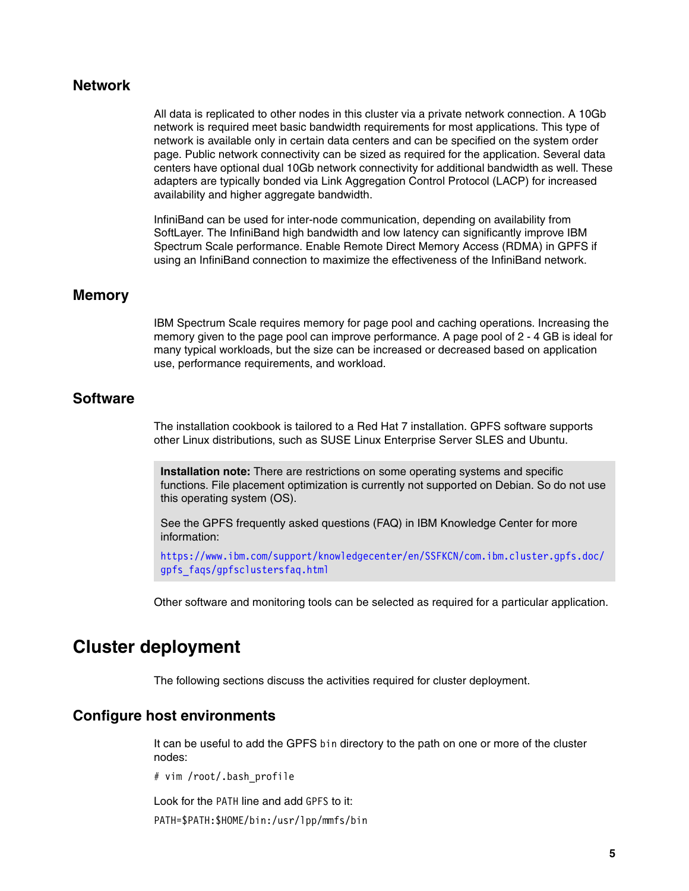## Network

All data is replicated to other nodes in this cluster via a private network connection. A 10Gb network is required meet basic bandwidth requirements for most applications. This type of network is available only in certain data centers and can be specified on the system order page. Public network connectivity can be sized as required for the application. Several data centers have optional dual 10Gb network connectivity for additional bandwidth as well. These adapters are typically bonded via Link Aggregation Control Protocol (LACP) for increased availability and higher aggregate bandwidth.

InfiniBand can be used for inter-node communication, depending on availability from SoftLayer. The InfiniBand high bandwidth and low latency can significantly improve IBM Spectrum Scale performance. Enable Remote Direct Memory Access (RDMA) in GPFS if using an InfiniBand connection to maximize the effectiveness of the InfiniBand network.

## Memory

IBM Spectrum Scale requires memory for page pool and caching operations. Increasing the memory given to the page pool can improve performance. A page pool of 2 - 4 GB is ideal for many typical workloads, but the size can be increased or decreased based on application use, performance requirements, and workload.

## Software

The installation cookbook is tailored to a Red Hat 7 installation. GPFS software supports other Linux distributions, such as SUSE Linux Enterprise Server SLES and Ubuntu.

> **Installation note:** There are restrictions on some operating systems and specific functions. File placement optimization is currently not supported on Debian. So do not use this operating system (OS).
>
> See the GPFS frequently asked questions (FAQ) in IBM Knowledge Center for more information:
>
> https://www.ibm.com/support/knowledgecenter/en/SSFKCN/com.ibm.cluster.gpfs.doc/gpfs_faqs/gpfsclustersfaq.html

Other software and monitoring tools can be selected as required for a particular application.

# Cluster deployment

The following sections discuss the activities required for cluster deployment.

## Configure host environments

It can be useful to add the GPFS `bin` directory to the path on one or more of the cluster nodes:

```
# vim /root/.bash_profile
```

Look for the `PATH` line and add `GPFS` to it:

```
PATH=$PATH:$HOME/bin:/usr/lpp/mmfs/bin
```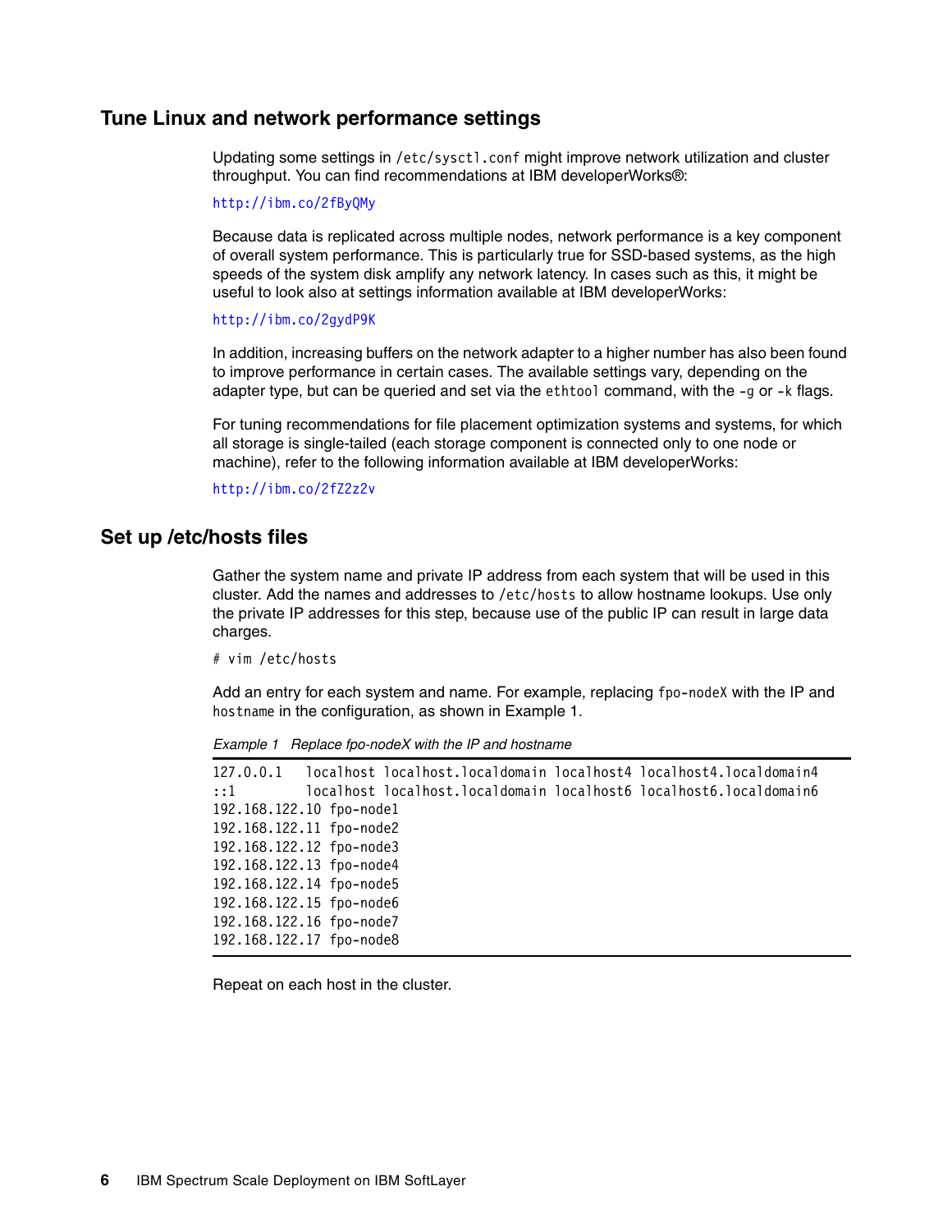## Tune Linux and network performance settings

Updating some settings in `/etc/sysctl.conf` might improve network utilization and cluster throughput. You can find recommendations at IBM developerWorks®:

http://ibm.co/2fByQMy

Because data is replicated across multiple nodes, network performance is a key component of overall system performance. This is particularly true for SSD-based systems, as the high speeds of the system disk amplify any network latency. In cases such as this, it might be useful to look also at settings information available at IBM developerWorks:

http://ibm.co/2gydP9K

In addition, increasing buffers on the network adapter to a higher number has also been found to improve performance in certain cases. The available settings vary, depending on the adapter type, but can be queried and set via the `ethtool` command, with the `-g` or `-k` flags.

For tuning recommendations for file placement optimization systems and systems, for which all storage is single-tailed (each storage component is connected only to one node or machine), refer to the following information available at IBM developerWorks:

http://ibm.co/2fZ2z2v

## Set up /etc/hosts files

Gather the system name and private IP address from each system that will be used in this cluster. Add the names and addresses to `/etc/hosts` to allow hostname lookups. Use only the private IP addresses for this step, because use of the public IP can result in large data charges.

```
# vim /etc/hosts
```

Add an entry for each system and name. For example, replacing `fpo-nodeX` with the IP and `hostname` in the configuration, as shown in Example 1.

*Example 1 Replace fpo-nodeX with the IP and hostname*

```
127.0.0.1   localhost localhost.localdomain localhost4 localhost4.localdomain4
::1         localhost localhost.localdomain localhost6 localhost6.localdomain6
192.168.122.10 fpo-node1
192.168.122.11 fpo-node2
192.168.122.12 fpo-node3
192.168.122.13 fpo-node4
192.168.122.14 fpo-node5
192.168.122.15 fpo-node6
192.168.122.16 fpo-node7
192.168.122.17 fpo-node8
```

Repeat on each host in the cluster.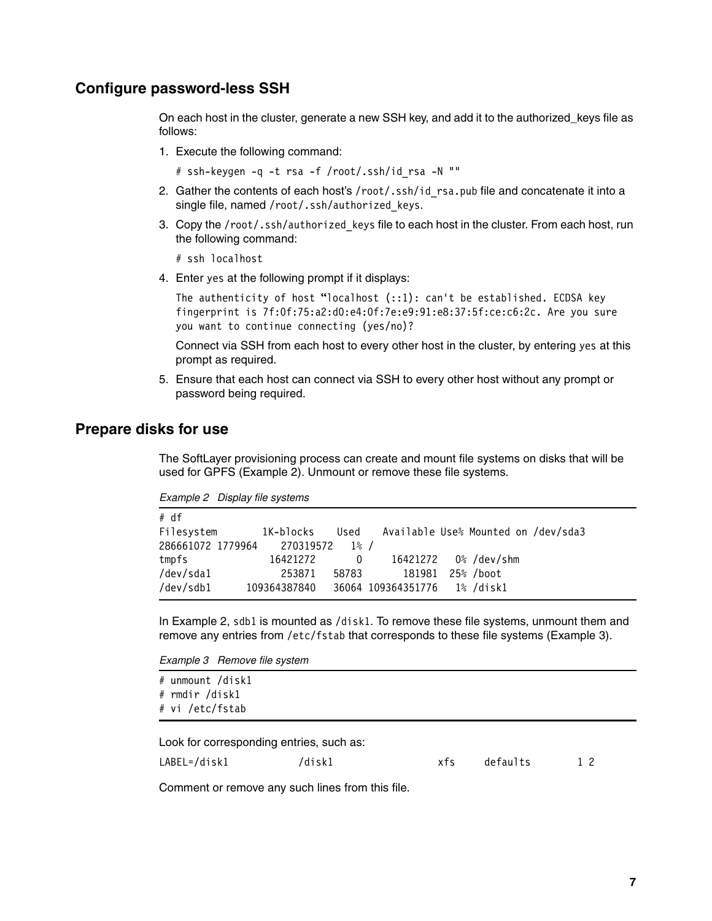## Configure password-less SSH

On each host in the cluster, generate a new SSH key, and add it to the authorized_keys file as follows:

1. Execute the following command:

   ```
   # ssh-keygen -q -t rsa -f /root/.ssh/id_rsa -N ""
   ```

2. Gather the contents of each host's `/root/.ssh/id_rsa.pub` file and concatenate it into a single file, named `/root/.ssh/authorized_keys`.
3. Copy the `/root/.ssh/authorized_keys` file to each host in the cluster. From each host, run the following command:

   ```
   # ssh localhost
   ```

4. Enter `yes` at the following prompt if it displays:

   ```
   The authenticity of host "localhost (::1): can't be established. ECDSA key
   fingerprint is 7f:0f:75:a2:d0:e4:0f:7e:e9:91:e8:37:5f:ce:c6:2c. Are you sure
   you want to continue connecting (yes/no)?
   ```

   Connect via SSH from each host to every other host in the cluster, by entering `yes` at this prompt as required.

5. Ensure that each host can connect via SSH to every other host without any prompt or password being required.

## Prepare disks for use

The SoftLayer provisioning process can create and mount file systems on disks that will be used for GPFS (Example 2). Unmount or remove these file systems.

*Example 2 Display file systems*

```
# df
Filesystem        1K-blocks    Used    Available Use% Mounted on /dev/sda3
286661072 1779964    270319572   1% /
tmpfs             16421272       0     16421272   0% /dev/shm
/dev/sda1           253871   58783       181981  25% /boot
/dev/sdb1      109364387840   36064 109364351776   1% /disk1
```

In Example 2, `sdb1` is mounted as `/disk1`. To remove these file systems, unmount them and remove any entries from `/etc/fstab` that corresponds to these file systems (Example 3).

*Example 3 Remove file system*

```
# unmount /disk1
# rmdir /disk1
# vi /etc/fstab
```

Look for corresponding entries, such as:

```
LABEL=/disk1           /disk1                 xfs     defaults        1 2
```

Comment or remove any such lines from this file.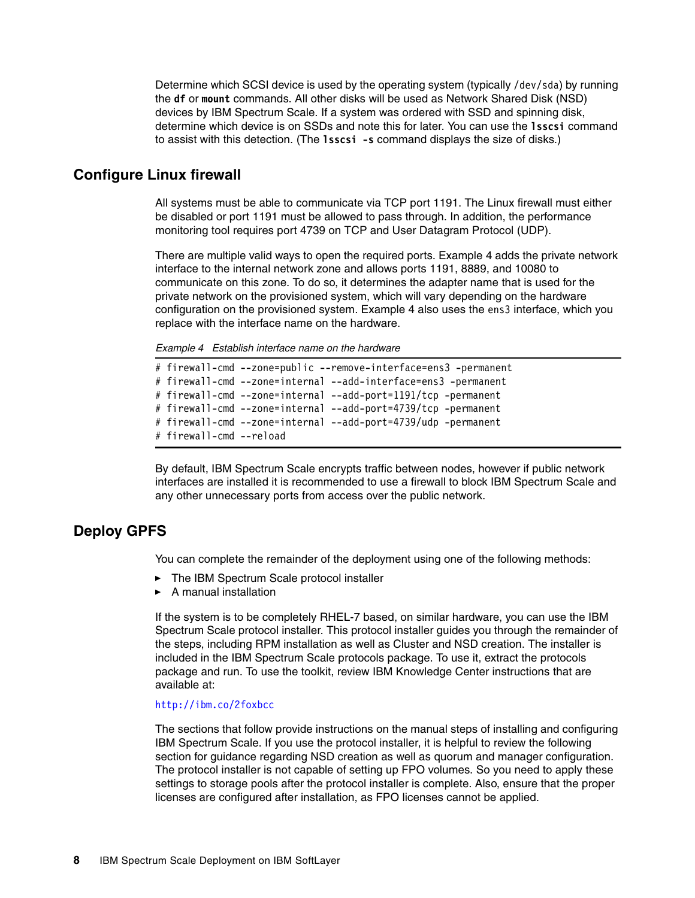Determine which SCSI device is used by the operating system (typically `/dev/sda`) by running the **df** or **mount** commands. All other disks will be used as Network Shared Disk (NSD) devices by IBM Spectrum Scale. If a system was ordered with SSD and spinning disk, determine which device is on SSDs and note this for later. You can use the **lsscsi** command to assist with this detection. (The **lsscsi -s** command displays the size of disks.)

## Configure Linux firewall

All systems must be able to communicate via TCP port 1191. The Linux firewall must either be disabled or port 1191 must be allowed to pass through. In addition, the performance monitoring tool requires port 4739 on TCP and User Datagram Protocol (UDP).

There are multiple valid ways to open the required ports. Example 4 adds the private network interface to the internal network zone and allows ports 1191, 8889, and 10080 to communicate on this zone. To do so, it determines the adapter name that is used for the private network on the provisioned system, which will vary depending on the hardware configuration on the provisioned system. Example 4 also uses the `ens3` interface, which you replace with the interface name on the hardware.

*Example 4 Establish interface name on the hardware*

```
# firewall-cmd --zone=public --remove-interface=ens3 -permanent
# firewall-cmd --zone=internal --add-interface=ens3 -permanent
# firewall-cmd --zone=internal --add-port=1191/tcp -permanent
# firewall-cmd --zone=internal --add-port=4739/tcp -permanent
# firewall-cmd --zone=internal --add-port=4739/udp -permanent
# firewall-cmd --reload
```

By default, IBM Spectrum Scale encrypts traffic between nodes, however if public network interfaces are installed it is recommended to use a firewall to block IBM Spectrum Scale and any other unnecessary ports from access over the public network.

## Deploy GPFS

You can complete the remainder of the deployment using one of the following methods:

- The IBM Spectrum Scale protocol installer
- A manual installation

If the system is to be completely RHEL-7 based, on similar hardware, you can use the IBM Spectrum Scale protocol installer. This protocol installer guides you through the remainder of the steps, including RPM installation as well as Cluster and NSD creation. The installer is included in the IBM Spectrum Scale protocols package. To use it, extract the protocols package and run. To use the toolkit, review IBM Knowledge Center instructions that are available at:

http://ibm.co/2foxbcc

The sections that follow provide instructions on the manual steps of installing and configuring IBM Spectrum Scale. If you use the protocol installer, it is helpful to review the following section for guidance regarding NSD creation as well as quorum and manager configuration. The protocol installer is not capable of setting up FPO volumes. So you need to apply these settings to storage pools after the protocol installer is complete. Also, ensure that the proper licenses are configured after installation, as FPO licenses cannot be applied.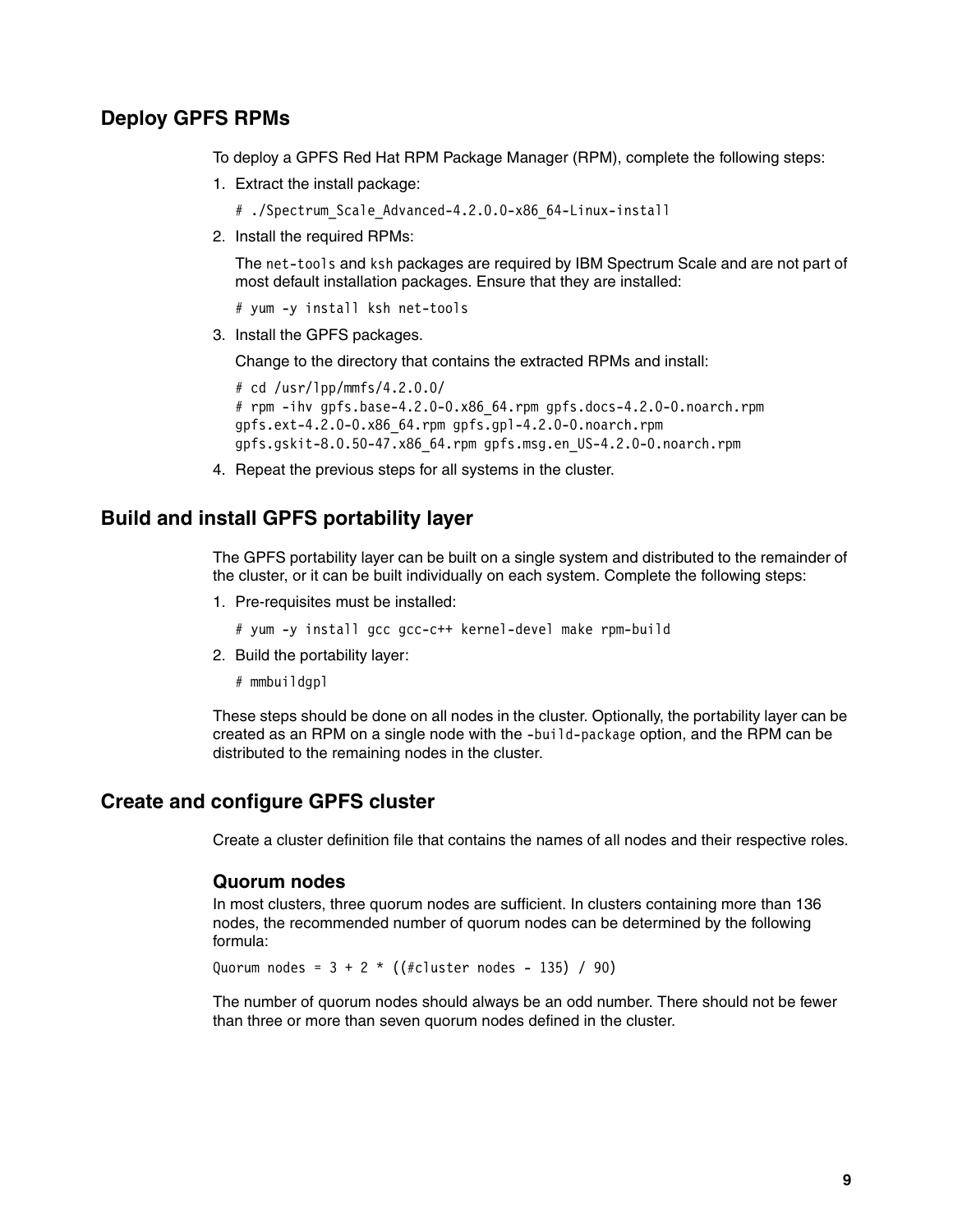## Deploy GPFS RPMs

To deploy a GPFS Red Hat RPM Package Manager (RPM), complete the following steps:

1. Extract the install package:

   ```
   # ./Spectrum_Scale_Advanced-4.2.0.0-x86_64-Linux-install
   ```

2. Install the required RPMs:

   The `net-tools` and `ksh` packages are required by IBM Spectrum Scale and are not part of most default installation packages. Ensure that they are installed:

   ```
   # yum -y install ksh net-tools
   ```

3. Install the GPFS packages.

   Change to the directory that contains the extracted RPMs and install:

   ```
   # cd /usr/lpp/mmfs/4.2.0.0/
   # rpm -ihv gpfs.base-4.2.0-0.x86_64.rpm gpfs.docs-4.2.0-0.noarch.rpm
   gpfs.ext-4.2.0-0.x86_64.rpm gpfs.gpl-4.2.0-0.noarch.rpm
   gpfs.gskit-8.0.50-47.x86_64.rpm gpfs.msg.en_US-4.2.0-0.noarch.rpm
   ```

4. Repeat the previous steps for all systems in the cluster.

## Build and install GPFS portability layer

The GPFS portability layer can be built on a single system and distributed to the remainder of the cluster, or it can be built individually on each system. Complete the following steps:

1. Pre-requisites must be installed:

   ```
   # yum -y install gcc gcc-c++ kernel-devel make rpm-build
   ```

2. Build the portability layer:

   ```
   # mmbuildgpl
   ```

These steps should be done on all nodes in the cluster. Optionally, the portability layer can be created as an RPM on a single node with the `-build-package` option, and the RPM can be distributed to the remaining nodes in the cluster.

## Create and configure GPFS cluster

Create a cluster definition file that contains the names of all nodes and their respective roles.

### Quorum nodes

In most clusters, three quorum nodes are sufficient. In clusters containing more than 136 nodes, the recommended number of quorum nodes can be determined by the following formula:

```
Quorum nodes = 3 + 2 * ((#cluster nodes - 135) / 90)
```

The number of quorum nodes should always be an odd number. There should not be fewer than three or more than seven quorum nodes defined in the cluster.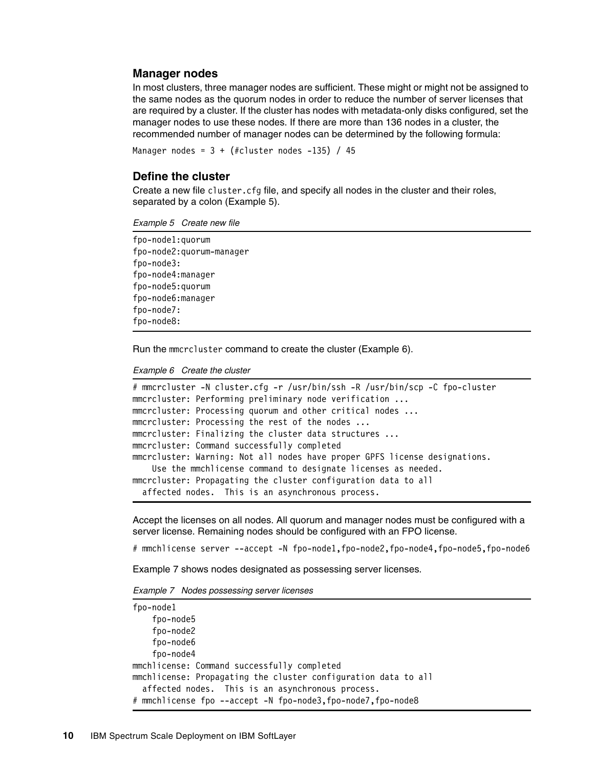## Manager nodes

In most clusters, three manager nodes are sufficient. These might or might not be assigned to the same nodes as the quorum nodes in order to reduce the number of server licenses that are required by a cluster. If the cluster has nodes with metadata-only disks configured, set the manager nodes to use these nodes. If there are more than 136 nodes in a cluster, the recommended number of manager nodes can be determined by the following formula:

```
Manager nodes = 3 + (#cluster nodes -135) / 45
```

## Define the cluster

Create a new file `cluster.cfg` file, and specify all nodes in the cluster and their roles, separated by a colon (Example 5).

*Example 5 Create new file*

```
fpo-node1:quorum
fpo-node2:quorum-manager
fpo-node3:
fpo-node4:manager
fpo-node5:quorum
fpo-node6:manager
fpo-node7:
fpo-node8:
```

Run the `mmcrcluster` command to create the cluster (Example 6).

*Example 6 Create the cluster*

```
# mmcrcluster -N cluster.cfg -r /usr/bin/ssh -R /usr/bin/scp -C fpo-cluster
mmcrcluster: Performing preliminary node verification ...
mmcrcluster: Processing quorum and other critical nodes ...
mmcrcluster: Processing the rest of the nodes ...
mmcrcluster: Finalizing the cluster data structures ...
mmcrcluster: Command successfully completed
mmcrcluster: Warning: Not all nodes have proper GPFS license designations.
    Use the mmchlicense command to designate licenses as needed.
mmcrcluster: Propagating the cluster configuration data to all
  affected nodes.  This is an asynchronous process.
```

Accept the licenses on all nodes. All quorum and manager nodes must be configured with a server license. Remaining nodes should be configured with an FPO license.

```
# mmchlicense server --accept -N fpo-node1,fpo-node2,fpo-node4,fpo-node5,fpo-node6
```

Example 7 shows nodes designated as possessing server licenses.

*Example 7 Nodes possessing server licenses*

```
fpo-node1
    fpo-node5
    fpo-node2
    fpo-node6
    fpo-node4
mmchlicense: Command successfully completed
mmchlicense: Propagating the cluster configuration data to all
  affected nodes.  This is an asynchronous process.
# mmchlicense fpo --accept -N fpo-node3,fpo-node7,fpo-node8
```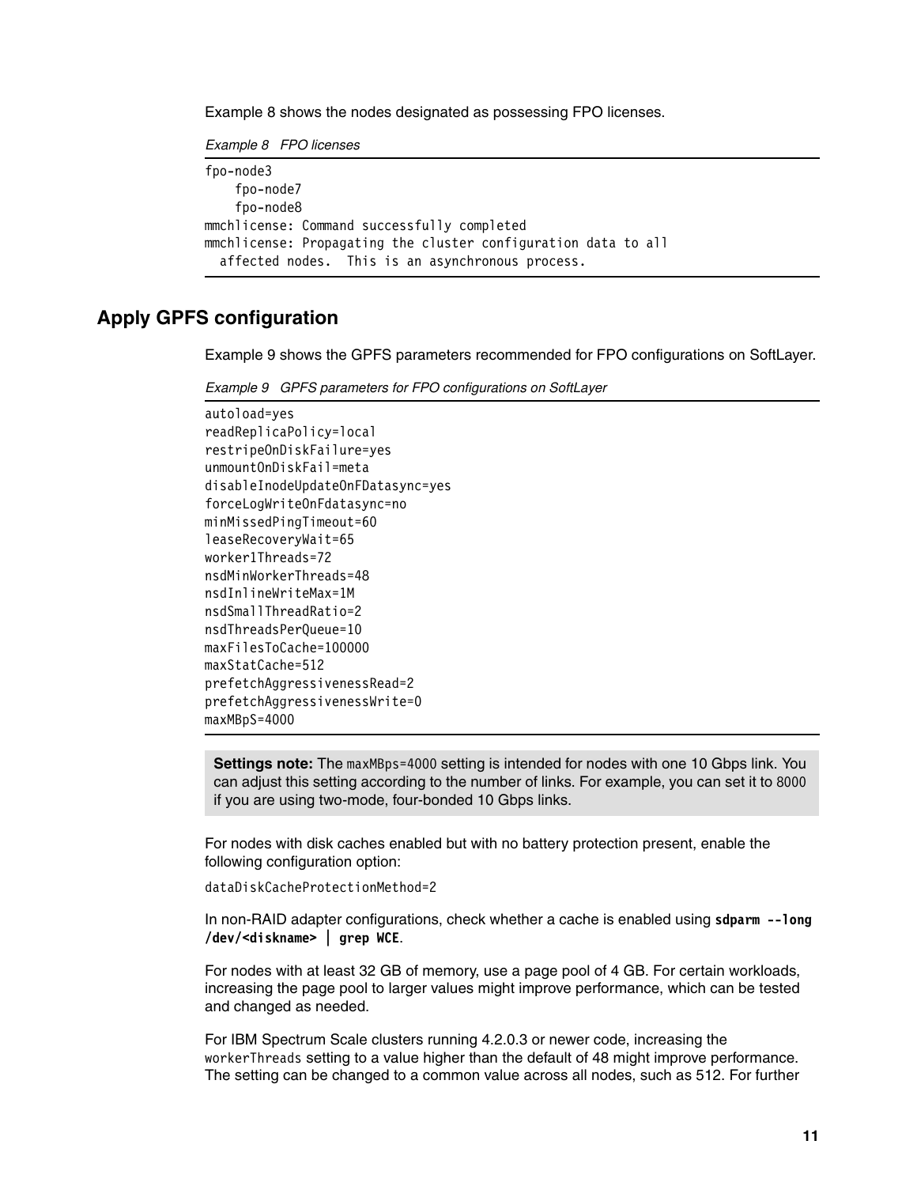Example 8 shows the nodes designated as possessing FPO licenses.

*Example 8 FPO licenses*

```
fpo-node3
    fpo-node7
    fpo-node8
mmchlicense: Command successfully completed
mmchlicense: Propagating the cluster configuration data to all
  affected nodes.  This is an asynchronous process.
```

## Apply GPFS configuration

Example 9 shows the GPFS parameters recommended for FPO configurations on SoftLayer.

*Example 9 GPFS parameters for FPO configurations on SoftLayer*

```
autoload=yes
readReplicaPolicy=local
restripeOnDiskFailure=yes
unmountOnDiskFail=meta
disableInodeUpdateOnFDatasync=yes
forceLogWriteOnFdatasync=no
minMissedPingTimeout=60
leaseRecoveryWait=65
worker1Threads=72
nsdMinWorkerThreads=48
nsdInlineWriteMax=1M
nsdSmallThreadRatio=2
nsdThreadsPerQueue=10
maxFilesToCache=100000
maxStatCache=512
prefetchAggressivenessRead=2
prefetchAggressivenessWrite=0
maxMBpS=4000
```

> **Settings note:** The `maxMBps=4000` setting is intended for nodes with one 10 Gbps link. You can adjust this setting according to the number of links. For example, you can set it to `8000` if you are using two-mode, four-bonded 10 Gbps links.

For nodes with disk caches enabled but with no battery protection present, enable the following configuration option:

```
dataDiskCacheProtectionMethod=2
```

In non-RAID adapter configurations, check whether a cache is enabled using **`sdparm --long /dev/<diskname> | grep WCE`**.

For nodes with at least 32 GB of memory, use a page pool of 4 GB. For certain workloads, increasing the page pool to larger values might improve performance, which can be tested and changed as needed.

For IBM Spectrum Scale clusters running 4.2.0.3 or newer code, increasing the `workerThreads` setting to a value higher than the default of 48 might improve performance. The setting can be changed to a common value across all nodes, such as 512. For further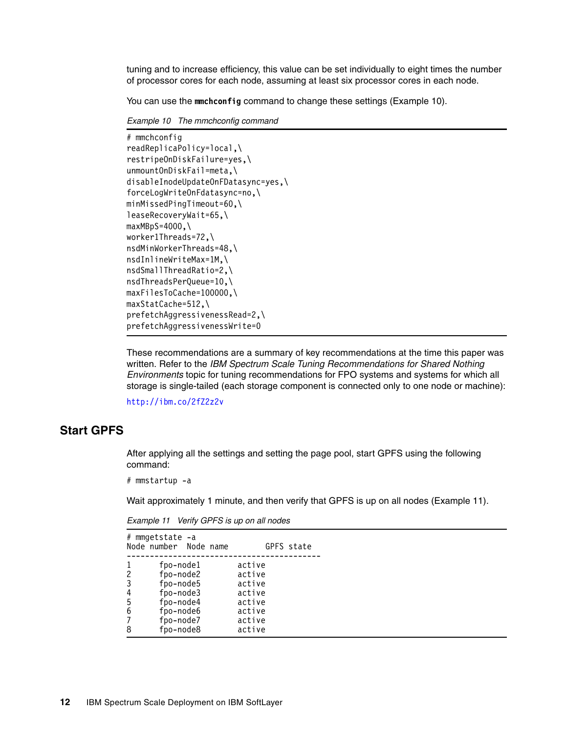tuning and to increase efficiency, this value can be set individually to eight times the number of processor cores for each node, assuming at least six processor cores in each node.

You can use the **mmchconfig** command to change these settings (Example 10).

*Example 10 The mmchconfig command*

```
# mmchconfig
readReplicaPolicy=local,\
restripeOnDiskFailure=yes,\
unmountOnDiskFail=meta,\
disableInodeUpdateOnFDatasync=yes,\
forceLogWriteOnFdatasync=no,\
minMissedPingTimeout=60,\
leaseRecoveryWait=65,\
maxMBpS=4000,\
worker1Threads=72,\
nsdMinWorkerThreads=48,\
nsdInlineWriteMax=1M,\
nsdSmallThreadRatio=2,\
nsdThreadsPerQueue=10,\
maxFilesToCache=100000,\
maxStatCache=512,\
prefetchAggressivenessRead=2,\
prefetchAggressivenessWrite=0
```

These recommendations are a summary of key recommendations at the time this paper was written. Refer to the *IBM Spectrum Scale Tuning Recommendations for Shared Nothing Environments* topic for tuning recommendations for FPO systems and systems for which all storage is single-tailed (each storage component is connected only to one node or machine):

http://ibm.co/2fZ2z2v

## Start GPFS

After applying all the settings and setting the page pool, start GPFS using the following command:

```
# mmstartup -a
```

Wait approximately 1 minute, and then verify that GPFS is up on all nodes (Example 11).

*Example 11 Verify GPFS is up on all nodes*

```
# mmgetstate -a
Node number  Node name        GPFS state
------------------------------------------
1       fpo-node1        active
2       fpo-node2        active
3       fpo-node5        active
4       fpo-node3        active
5       fpo-node4        active
6       fpo-node6        active
7       fpo-node7        active
8       fpo-node8        active
```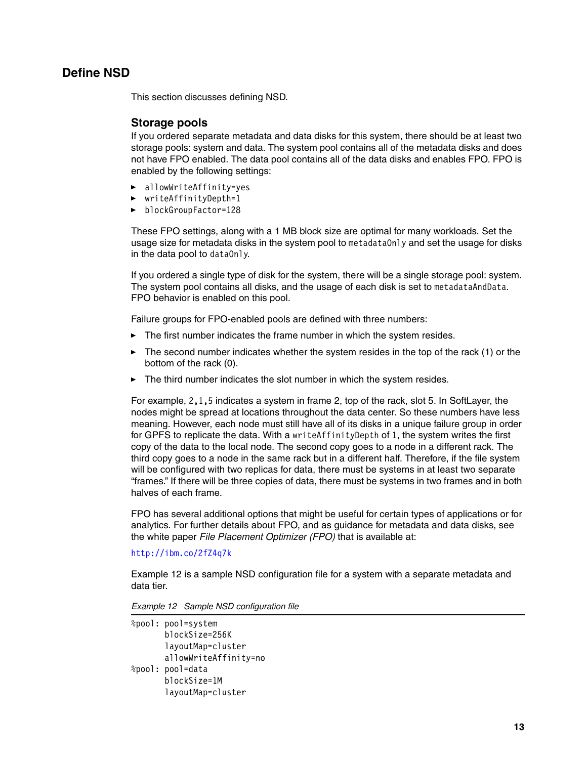## Define NSD

This section discusses defining NSD.

### Storage pools

If you ordered separate metadata and data disks for this system, there should be at least two storage pools: system and data. The system pool contains all of the metadata disks and does not have FPO enabled. The data pool contains all of the data disks and enables FPO. FPO is enabled by the following settings:

- `allowWriteAffinity=yes`
- `writeAffinityDepth=1`
- `blockGroupFactor=128`

These FPO settings, along with a 1 MB block size are optimal for many workloads. Set the usage size for metadata disks in the system pool to `metadataOnly` and set the usage for disks in the data pool to `dataOnly`.

If you ordered a single type of disk for the system, there will be a single storage pool: system. The system pool contains all disks, and the usage of each disk is set to `metadataAndData`. FPO behavior is enabled on this pool.

Failure groups for FPO-enabled pools are defined with three numbers:

- The first number indicates the frame number in which the system resides.
- The second number indicates whether the system resides in the top of the rack (1) or the bottom of the rack (0).
- The third number indicates the slot number in which the system resides.

For example, `2,1,5` indicates a system in frame 2, top of the rack, slot 5. In SoftLayer, the nodes might be spread at locations throughout the data center. So these numbers have less meaning. However, each node must still have all of its disks in a unique failure group in order for GPFS to replicate the data. With a `writeAffinityDepth` of `1`, the system writes the first copy of the data to the local node. The second copy goes to a node in a different rack. The third copy goes to a node in the same rack but in a different half. Therefore, if the file system will be configured with two replicas for data, there must be systems in at least two separate “frames.” If there will be three copies of data, there must be systems in two frames and in both halves of each frame.

FPO has several additional options that might be useful for certain types of applications or for analytics. For further details about FPO, and as guidance for metadata and data disks, see the white paper *File Placement Optimizer (FPO)* that is available at:

http://ibm.co/2fZ4q7k

Example 12 is a sample NSD configuration file for a system with a separate metadata and data tier.

*Example 12 Sample NSD configuration file*

```
%pool: pool=system
       blockSize=256K
       layoutMap=cluster
       allowWriteAffinity=no
%pool: pool=data
       blockSize=1M
       layoutMap=cluster
```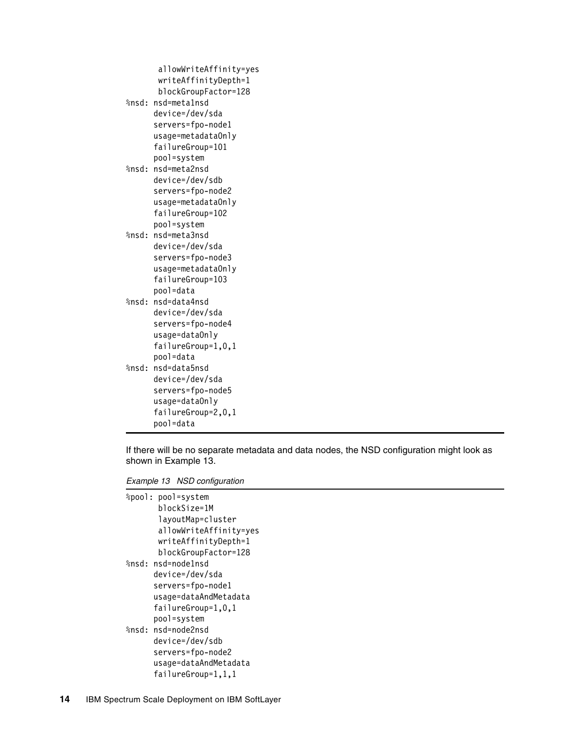```
       allowWriteAffinity=yes
       writeAffinityDepth=1
       blockGroupFactor=128
%nsd: nsd=meta1nsd
      device=/dev/sda
      servers=fpo-node1
      usage=metadataOnly
      failureGroup=101
      pool=system
%nsd: nsd=meta2nsd
      device=/dev/sdb
      servers=fpo-node2
      usage=metadataOnly
      failureGroup=102
      pool=system
%nsd: nsd=meta3nsd
      device=/dev/sda
      servers=fpo-node3
      usage=metadataOnly
      failureGroup=103
      pool=data
%nsd: nsd=data4nsd
      device=/dev/sda
      servers=fpo-node4
      usage=dataOnly
      failureGroup=1,0,1
      pool=data
%nsd: nsd=data5nsd
      device=/dev/sda
      servers=fpo-node5
      usage=dataOnly
      failureGroup=2,0,1
      pool=data
```

If there will be no separate metadata and data nodes, the NSD configuration might look as shown in Example 13.

*Example 13   NSD configuration*

```
%pool: pool=system
       blockSize=1M
       layoutMap=cluster
       allowWriteAffinity=yes
       writeAffinityDepth=1
       blockGroupFactor=128
%nsd: nsd=node1nsd
      device=/dev/sda
      servers=fpo-node1
      usage=dataAndMetadata
      failureGroup=1,0,1
      pool=system
%nsd: nsd=node2nsd
      device=/dev/sdb
      servers=fpo-node2
      usage=dataAndMetadata
      failureGroup=1,1,1
```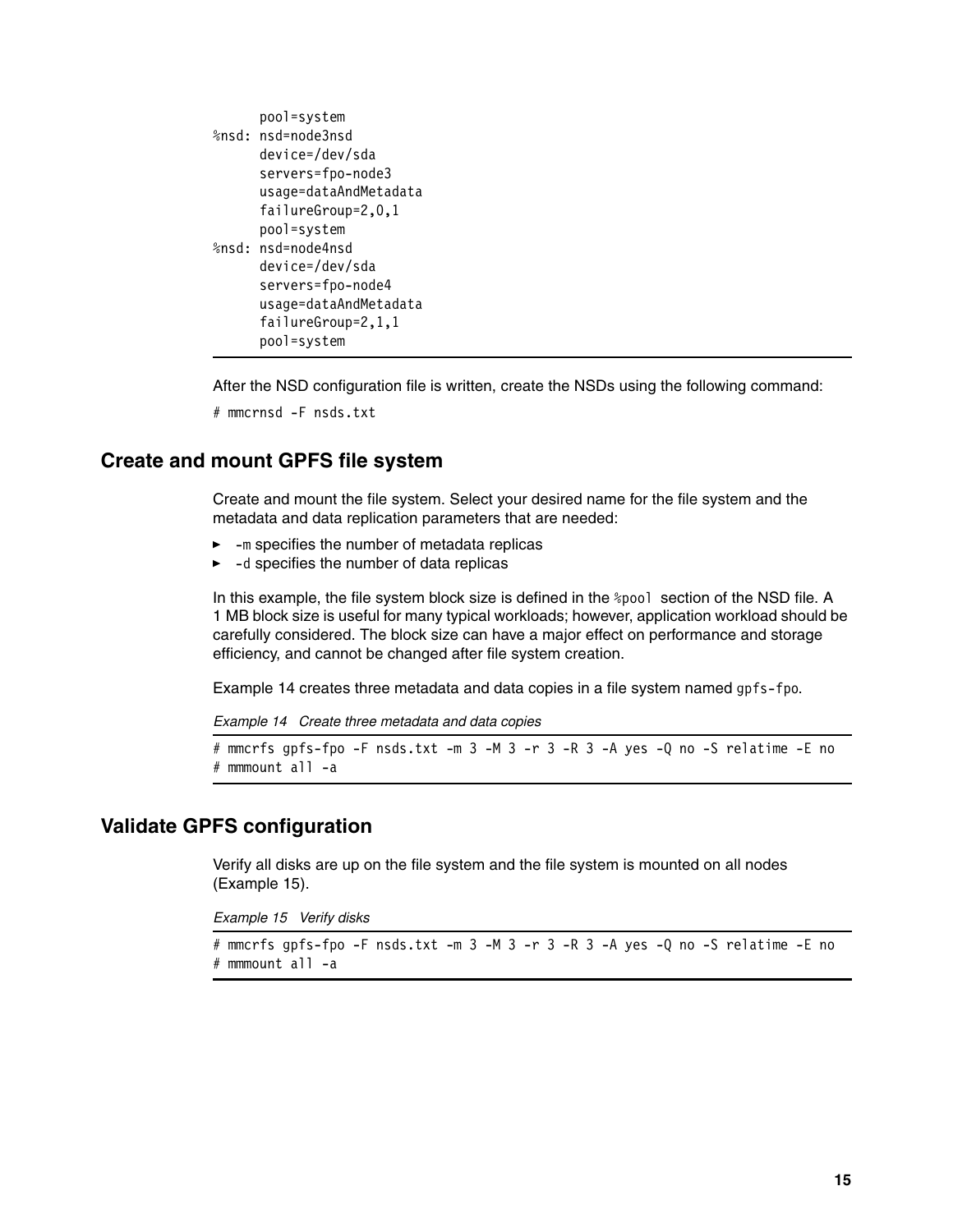```
      pool=system
%nsd: nsd=node3nsd
      device=/dev/sda
      servers=fpo-node3
      usage=dataAndMetadata
      failureGroup=2,0,1
      pool=system
%nsd: nsd=node4nsd
      device=/dev/sda
      servers=fpo-node4
      usage=dataAndMetadata
      failureGroup=2,1,1
      pool=system
```

After the NSD configuration file is written, create the NSDs using the following command:

```
# mmcrnsd -F nsds.txt
```

## Create and mount GPFS file system

Create and mount the file system. Select your desired name for the file system and the metadata and data replication parameters that are needed:

- `-m` specifies the number of metadata replicas
- `-d` specifies the number of data replicas

In this example, the file system block size is defined in the `%pool` section of the NSD file. A 1 MB block size is useful for many typical workloads; however, application workload should be carefully considered. The block size can have a major effect on performance and storage efficiency, and cannot be changed after file system creation.

Example 14 creates three metadata and data copies in a file system named `gpfs-fpo`.

*Example 14 Create three metadata and data copies*

```
# mmcrfs gpfs-fpo -F nsds.txt -m 3 -M 3 -r 3 -R 3 -A yes -Q no -S relatime -E no
# mmmount all -a
```

## Validate GPFS configuration

Verify all disks are up on the file system and the file system is mounted on all nodes (Example 15).

*Example 15 Verify disks*

```
# mmcrfs gpfs-fpo -F nsds.txt -m 3 -M 3 -r 3 -R 3 -A yes -Q no -S relatime -E no
# mmmount all -a
```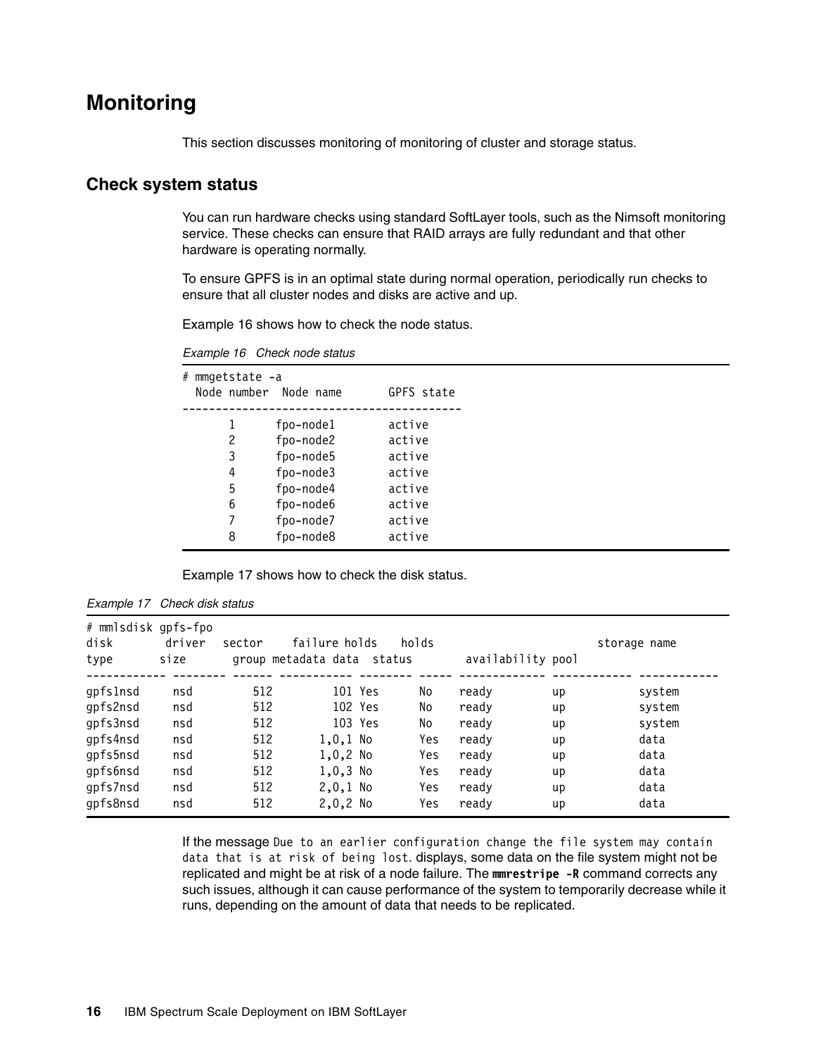# Monitoring

This section discusses monitoring of monitoring of cluster and storage status.

## Check system status

You can run hardware checks using standard SoftLayer tools, such as the Nimsoft monitoring service. These checks can ensure that RAID arrays are fully redundant and that other hardware is operating normally.

To ensure GPFS is in an optimal state during normal operation, periodically run checks to ensure that all cluster nodes and disks are active and up.

Example 16 shows how to check the node status.

*Example 16 Check node status*

```
# mmgetstate -a
  Node number  Node name       GPFS state
------------------------------------------
       1      fpo-node1        active
       2      fpo-node2        active
       3      fpo-node5        active
       4      fpo-node3        active
       5      fpo-node4        active
       6      fpo-node6        active
       7      fpo-node7        active
       8      fpo-node8        active
```

Example 17 shows how to check the disk status.

*Example 17 Check disk status*

```
# mmlsdisk gpfs-fpo
disk         driver   sector     failure holds    holds                              storage name
type        size      group metadata data  status        availability pool
------------ -------- ------ ----------- -------- ----- ------------- ------------ ------------
gpfs1nsd     nsd         512         101 Yes      No    ready         up           system
gpfs2nsd     nsd         512         102 Yes      No    ready         up           system
gpfs3nsd     nsd         512         103 Yes      No    ready         up           system
gpfs4nsd     nsd         512       1,0,1 No       Yes   ready         up           data
gpfs5nsd     nsd         512       1,0,2 No       Yes   ready         up           data
gpfs6nsd     nsd         512       1,0,3 No       Yes   ready         up           data
gpfs7nsd     nsd         512       2,0,1 No       Yes   ready         up           data
gpfs8nsd     nsd         512       2,0,2 No       Yes   ready         up           data
```

If the message `Due to an earlier configuration change the file system may contain data that is at risk of being lost.` displays, some data on the file system might not be replicated and might be at risk of a node failure. The **`mmrestripe -R`** command corrects any such issues, although it can cause performance of the system to temporarily decrease while it runs, depending on the amount of data that needs to be replicated.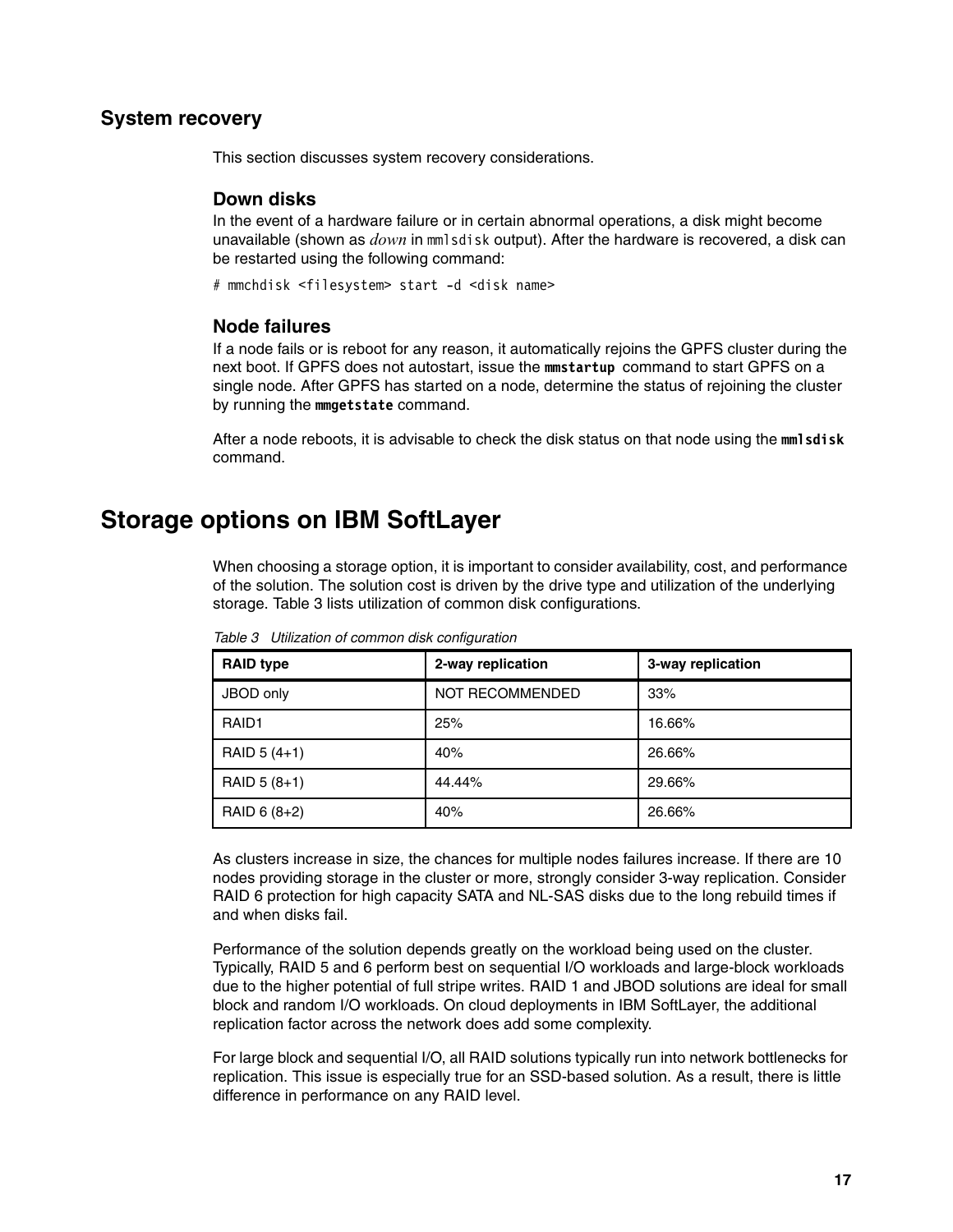## System recovery

This section discusses system recovery considerations.

### Down disks

In the event of a hardware failure or in certain abnormal operations, a disk might become unavailable (shown as *down* in `mmlsdisk` output). After the hardware is recovered, a disk can be restarted using the following command:

```
# mmchdisk <filesystem> start -d <disk name>
```

### Node failures

If a node fails or is reboot for any reason, it automatically rejoins the GPFS cluster during the next boot. If GPFS does not autostart, issue the **`mmstartup`** command to start GPFS on a single node. After GPFS has started on a node, determine the status of rejoining the cluster by running the **`mmgetstate`** command.

After a node reboots, it is advisable to check the disk status on that node using the **`mmlsdisk`** command.

# Storage options on IBM SoftLayer

When choosing a storage option, it is important to consider availability, cost, and performance of the solution. The solution cost is driven by the drive type and utilization of the underlying storage. Table 3 lists utilization of common disk configurations.

*Table 3 Utilization of common disk configuration*

| RAID type | 2-way replication | 3-way replication |
|---|---|---|
| JBOD only | NOT RECOMMENDED | 33% |
| RAID1 | 25% | 16.66% |
| RAID 5 (4+1) | 40% | 26.66% |
| RAID 5 (8+1) | 44.44% | 29.66% |
| RAID 6 (8+2) | 40% | 26.66% |

As clusters increase in size, the chances for multiple nodes failures increase. If there are 10 nodes providing storage in the cluster or more, strongly consider 3-way replication. Consider RAID 6 protection for high capacity SATA and NL-SAS disks due to the long rebuild times if and when disks fail.

Performance of the solution depends greatly on the workload being used on the cluster. Typically, RAID 5 and 6 perform best on sequential I/O workloads and large-block workloads due to the higher potential of full stripe writes. RAID 1 and JBOD solutions are ideal for small block and random I/O workloads. On cloud deployments in IBM SoftLayer, the additional replication factor across the network does add some complexity.

For large block and sequential I/O, all RAID solutions typically run into network bottlenecks for replication. This issue is especially true for an SSD-based solution. As a result, there is little difference in performance on any RAID level.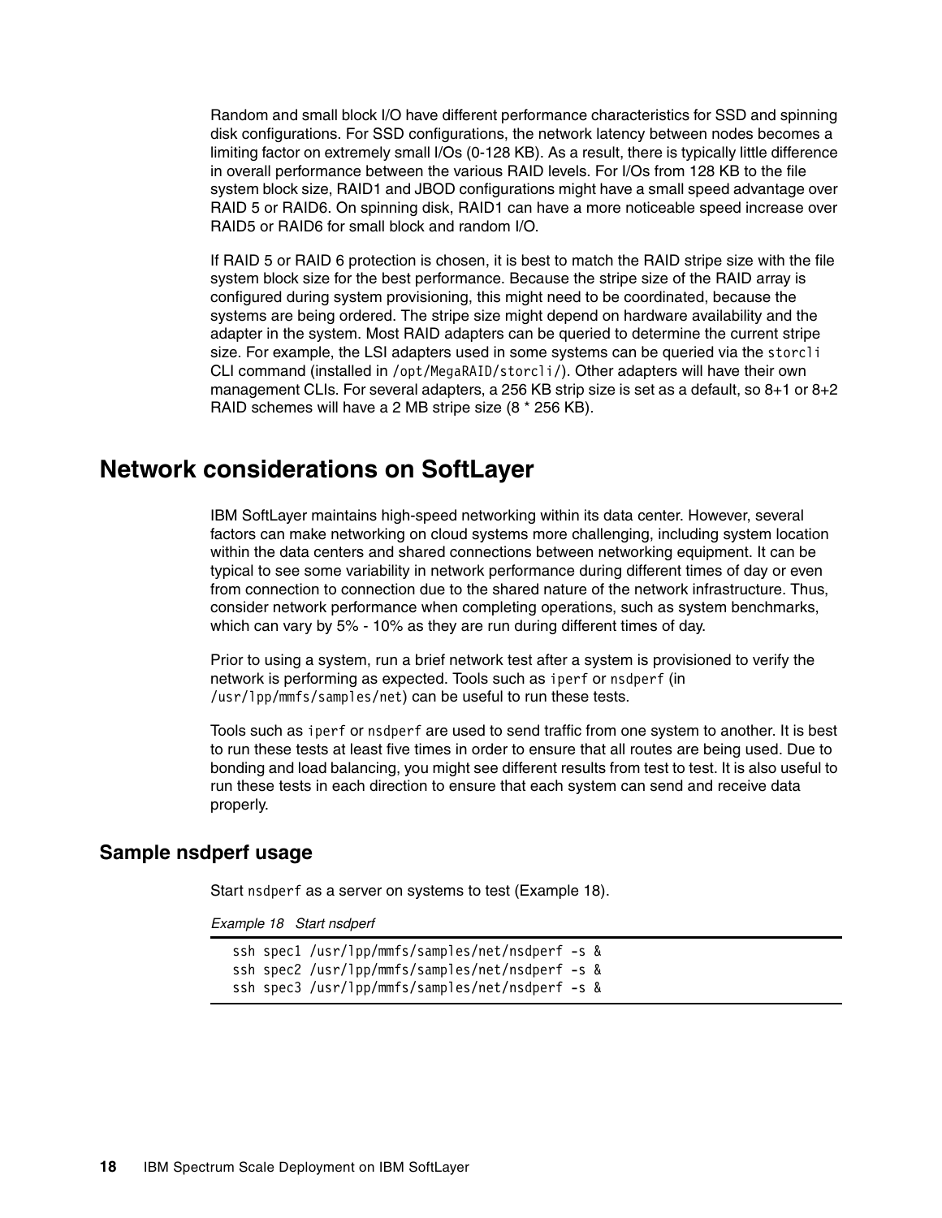Random and small block I/O have different performance characteristics for SSD and spinning disk configurations. For SSD configurations, the network latency between nodes becomes a limiting factor on extremely small I/Os (0-128 KB). As a result, there is typically little difference in overall performance between the various RAID levels. For I/Os from 128 KB to the file system block size, RAID1 and JBOD configurations might have a small speed advantage over RAID 5 or RAID6. On spinning disk, RAID1 can have a more noticeable speed increase over RAID5 or RAID6 for small block and random I/O.

If RAID 5 or RAID 6 protection is chosen, it is best to match the RAID stripe size with the file system block size for the best performance. Because the stripe size of the RAID array is configured during system provisioning, this might need to be coordinated, because the systems are being ordered. The stripe size might depend on hardware availability and the adapter in the system. Most RAID adapters can be queried to determine the current stripe size. For example, the LSI adapters used in some systems can be queried via the `storcli` CLI command (installed in `/opt/MegaRAID/storcli/`). Other adapters will have their own management CLIs. For several adapters, a 256 KB strip size is set as a default, so 8+1 or 8+2 RAID schemes will have a 2 MB stripe size (8 * 256 KB).

# Network considerations on SoftLayer

IBM SoftLayer maintains high-speed networking within its data center. However, several factors can make networking on cloud systems more challenging, including system location within the data centers and shared connections between networking equipment. It can be typical to see some variability in network performance during different times of day or even from connection to connection due to the shared nature of the network infrastructure. Thus, consider network performance when completing operations, such as system benchmarks, which can vary by 5% - 10% as they are run during different times of day.

Prior to using a system, run a brief network test after a system is provisioned to verify the network is performing as expected. Tools such as `iperf` or `nsdperf` (in `/usr/lpp/mmfs/samples/net`) can be useful to run these tests.

Tools such as `iperf` or `nsdperf` are used to send traffic from one system to another. It is best to run these tests at least five times in order to ensure that all routes are being used. Due to bonding and load balancing, you might see different results from test to test. It is also useful to run these tests in each direction to ensure that each system can send and receive data properly.

## Sample nsdperf usage

Start `nsdperf` as a server on systems to test (Example 18).

*Example 18 Start nsdperf*

```
ssh spec1 /usr/lpp/mmfs/samples/net/nsdperf -s &
ssh spec2 /usr/lpp/mmfs/samples/net/nsdperf -s &
ssh spec3 /usr/lpp/mmfs/samples/net/nsdperf -s &
```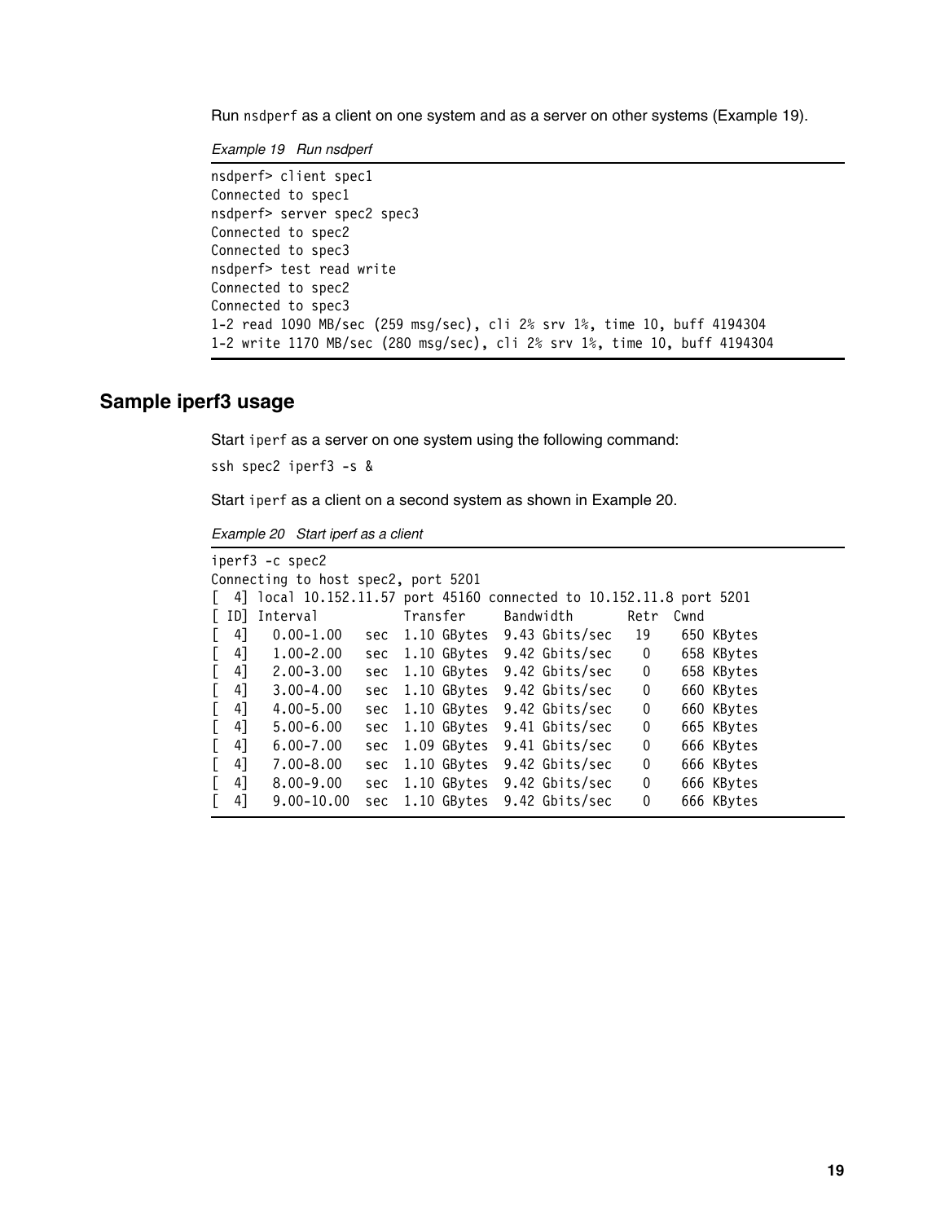Run `nsdperf` as a client on one system and as a server on other systems (Example 19).

*Example 19 Run nsdperf*

```
nsdperf> client spec1
Connected to spec1
nsdperf> server spec2 spec3
Connected to spec2
Connected to spec3
nsdperf> test read write
Connected to spec2
Connected to spec3
1-2 read 1090 MB/sec (259 msg/sec), cli 2% srv 1%, time 10, buff 4194304
1-2 write 1170 MB/sec (280 msg/sec), cli 2% srv 1%, time 10, buff 4194304
```

## Sample iperf3 usage

Start `iperf` as a server on one system using the following command:

```
ssh spec2 iperf3 -s &
```

Start `iperf` as a client on a second system as shown in Example 20.

*Example 20 Start iperf as a client*

```
iperf3 -c spec2
Connecting to host spec2, port 5201
[  4] local 10.152.11.57 port 45160 connected to 10.152.11.8 port 5201
[ ID] Interval           Transfer     Bandwidth       Retr  Cwnd
[  4]   0.00-1.00   sec  1.10 GBytes  9.43 Gbits/sec   19    650 KBytes
[  4]   1.00-2.00   sec  1.10 GBytes  9.42 Gbits/sec    0    658 KBytes
[  4]   2.00-3.00   sec  1.10 GBytes  9.42 Gbits/sec    0    658 KBytes
[  4]   3.00-4.00   sec  1.10 GBytes  9.42 Gbits/sec    0    660 KBytes
[  4]   4.00-5.00   sec  1.10 GBytes  9.42 Gbits/sec    0    660 KBytes
[  4]   5.00-6.00   sec  1.10 GBytes  9.41 Gbits/sec    0    665 KBytes
[  4]   6.00-7.00   sec  1.09 GBytes  9.41 Gbits/sec    0    666 KBytes
[  4]   7.00-8.00   sec  1.10 GBytes  9.42 Gbits/sec    0    666 KBytes
[  4]   8.00-9.00   sec  1.10 GBytes  9.42 Gbits/sec    0    666 KBytes
[  4]   9.00-10.00  sec  1.10 GBytes  9.42 Gbits/sec    0    666 KBytes
```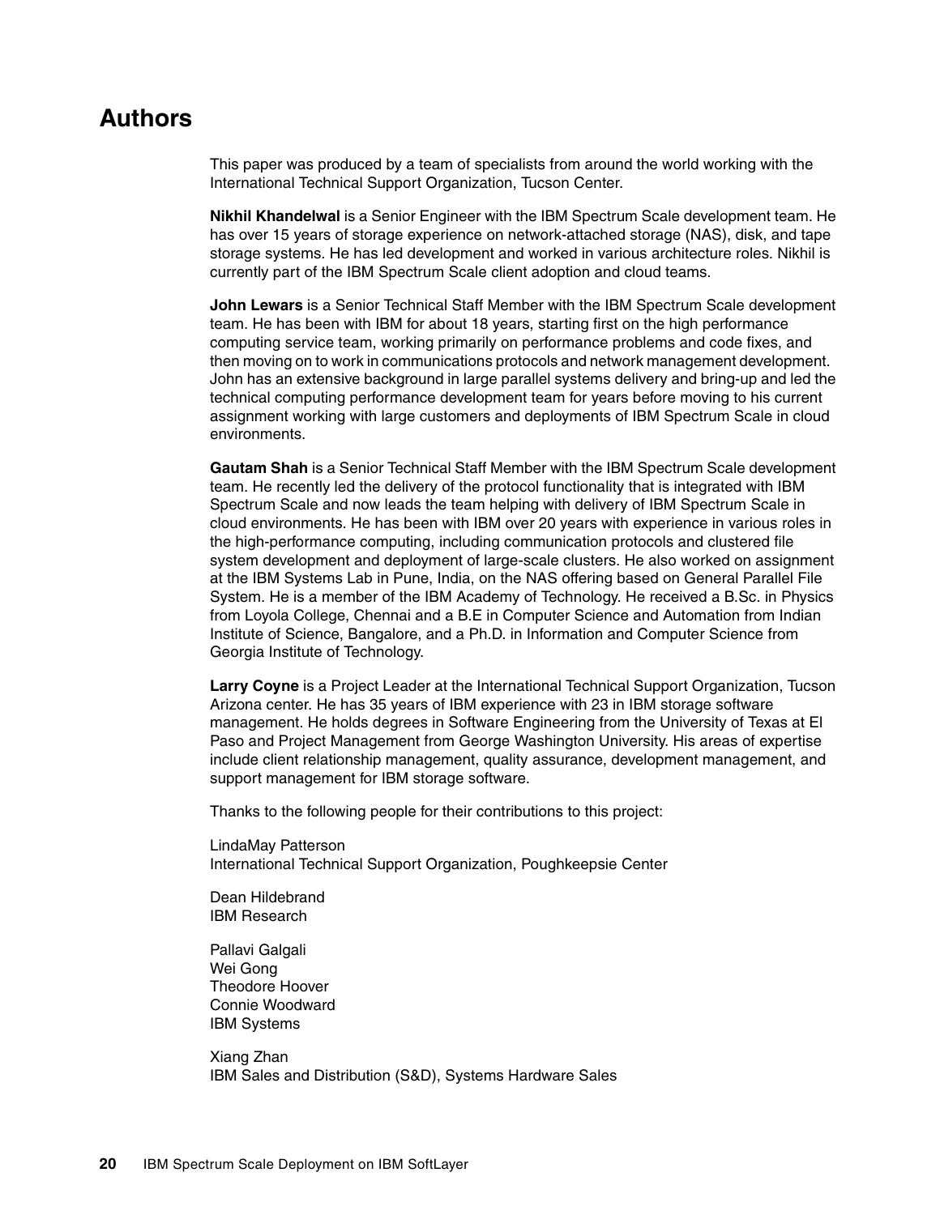## Authors

This paper was produced by a team of specialists from around the world working with the International Technical Support Organization, Tucson Center.

**Nikhil Khandelwal** is a Senior Engineer with the IBM Spectrum Scale development team. He has over 15 years of storage experience on network-attached storage (NAS), disk, and tape storage systems. He has led development and worked in various architecture roles. Nikhil is currently part of the IBM Spectrum Scale client adoption and cloud teams.

**John Lewars** is a Senior Technical Staff Member with the IBM Spectrum Scale development team. He has been with IBM for about 18 years, starting first on the high performance computing service team, working primarily on performance problems and code fixes, and then moving on to work in communications protocols and network management development. John has an extensive background in large parallel systems delivery and bring-up and led the technical computing performance development team for years before moving to his current assignment working with large customers and deployments of IBM Spectrum Scale in cloud environments.

**Gautam Shah** is a Senior Technical Staff Member with the IBM Spectrum Scale development team. He recently led the delivery of the protocol functionality that is integrated with IBM Spectrum Scale and now leads the team helping with delivery of IBM Spectrum Scale in cloud environments. He has been with IBM over 20 years with experience in various roles in the high-performance computing, including communication protocols and clustered file system development and deployment of large-scale clusters. He also worked on assignment at the IBM Systems Lab in Pune, India, on the NAS offering based on General Parallel File System. He is a member of the IBM Academy of Technology. He received a B.Sc. in Physics from Loyola College, Chennai and a B.E in Computer Science and Automation from Indian Institute of Science, Bangalore, and a Ph.D. in Information and Computer Science from Georgia Institute of Technology.

**Larry Coyne** is a Project Leader at the International Technical Support Organization, Tucson Arizona center. He has 35 years of IBM experience with 23 in IBM storage software management. He holds degrees in Software Engineering from the University of Texas at El Paso and Project Management from George Washington University. His areas of expertise include client relationship management, quality assurance, development management, and support management for IBM storage software.

Thanks to the following people for their contributions to this project:

LindaMay Patterson
International Technical Support Organization, Poughkeepsie Center

Dean Hildebrand
IBM Research

Pallavi Galgali
Wei Gong
Theodore Hoover
Connie Woodward
IBM Systems

Xiang Zhan
IBM Sales and Distribution (S&D), Systems Hardware Sales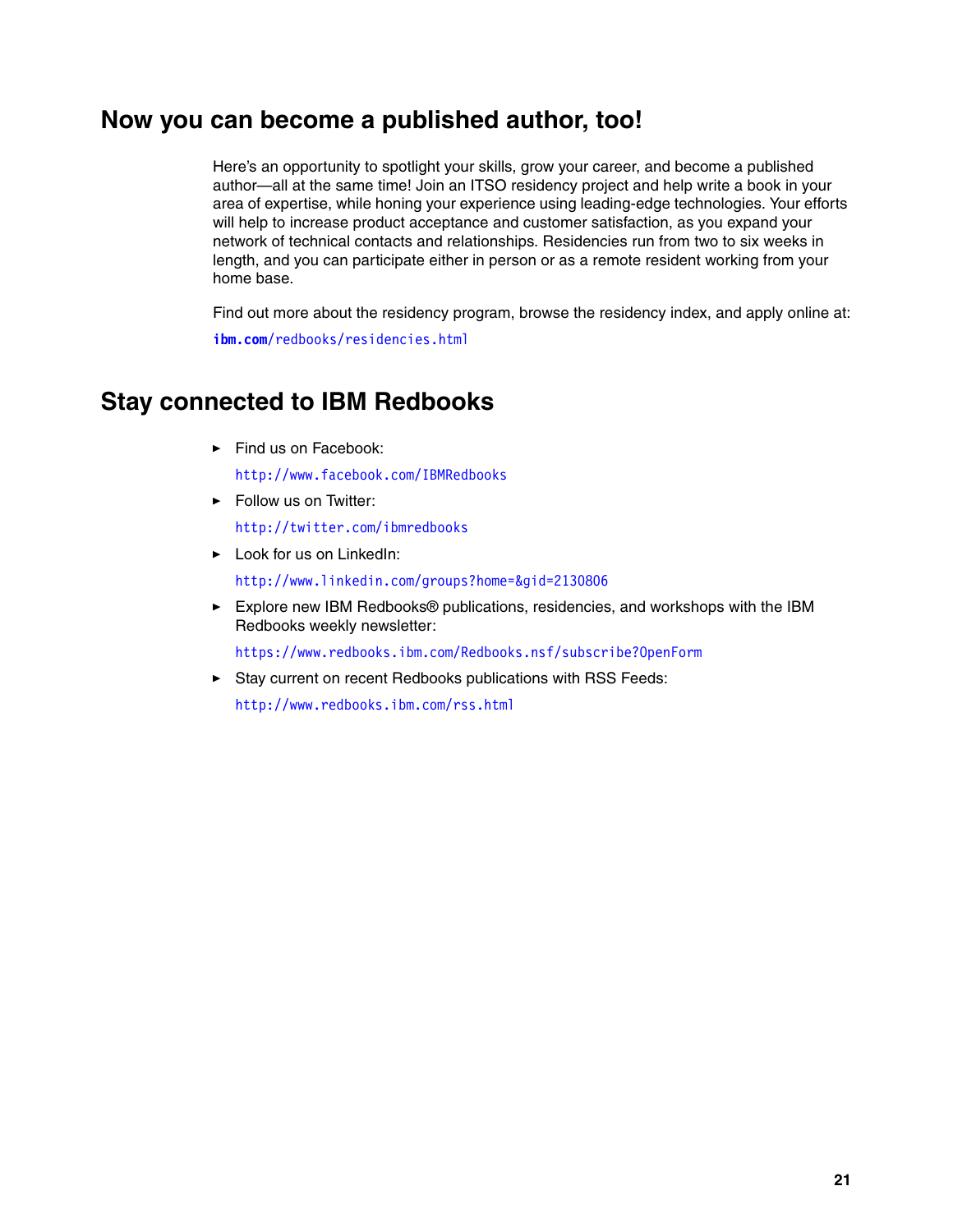## Now you can become a published author, too!

Here's an opportunity to spotlight your skills, grow your career, and become a published author—all at the same time! Join an ITSO residency project and help write a book in your area of expertise, while honing your experience using leading-edge technologies. Your efforts will help to increase product acceptance and customer satisfaction, as you expand your network of technical contacts and relationships. Residencies run from two to six weeks in length, and you can participate either in person or as a remote resident working from your home base.

Find out more about the residency program, browse the residency index, and apply online at:

**ibm.com**/redbooks/residencies.html

## Stay connected to IBM Redbooks

- Find us on Facebook:

  http://www.facebook.com/IBMRedbooks

- Follow us on Twitter:

  http://twitter.com/ibmredbooks

- Look for us on LinkedIn:

  http://www.linkedin.com/groups?home=&gid=2130806

- Explore new IBM Redbooks® publications, residencies, and workshops with the IBM Redbooks weekly newsletter:

  https://www.redbooks.ibm.com/Redbooks.nsf/subscribe?OpenForm

- Stay current on recent Redbooks publications with RSS Feeds:

  http://www.redbooks.ibm.com/rss.html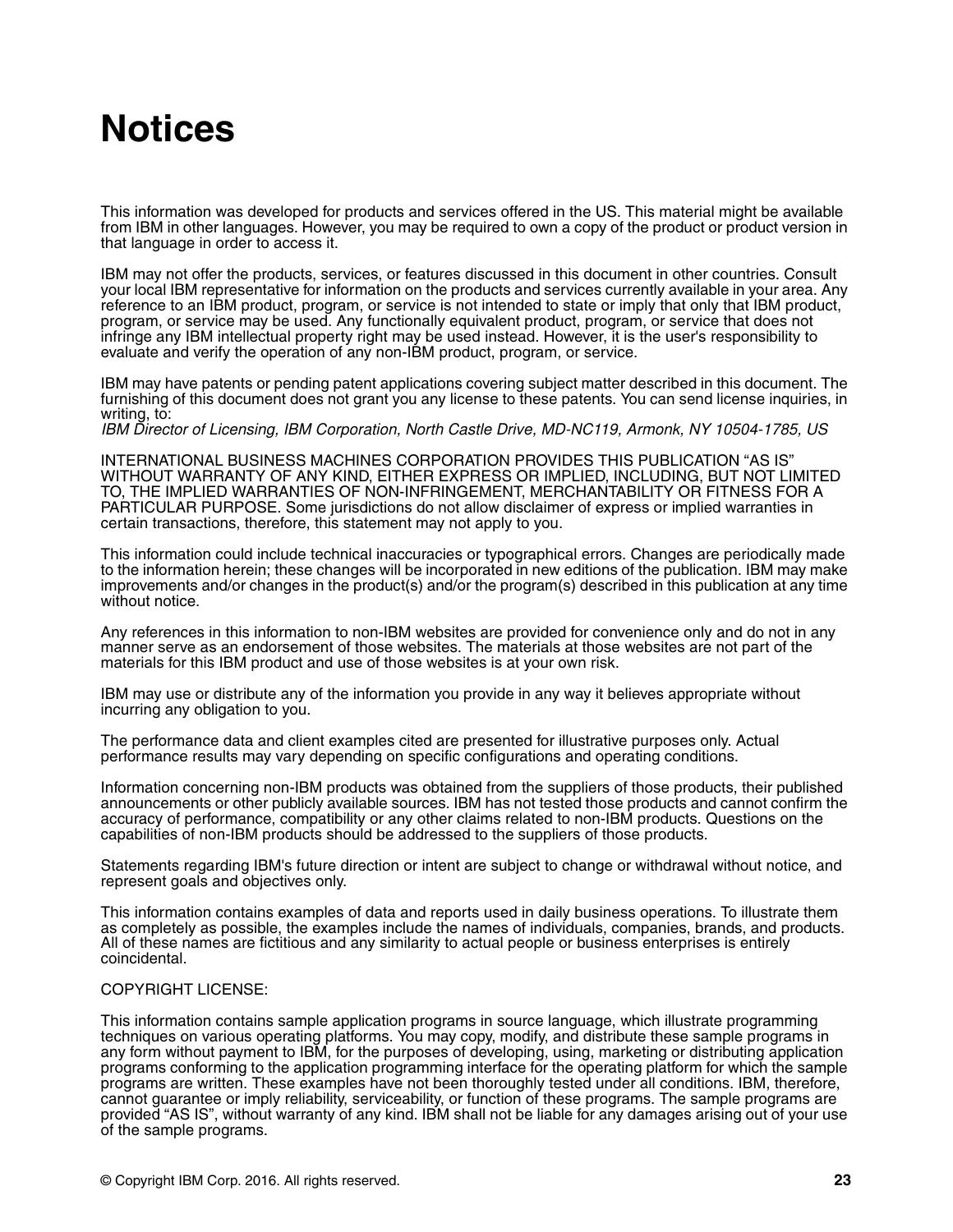# Notices

This information was developed for products and services offered in the US. This material might be available from IBM in other languages. However, you may be required to own a copy of the product or product version in that language in order to access it.

IBM may not offer the products, services, or features discussed in this document in other countries. Consult your local IBM representative for information on the products and services currently available in your area. Any reference to an IBM product, program, or service is not intended to state or imply that only that IBM product, program, or service may be used. Any functionally equivalent product, program, or service that does not infringe any IBM intellectual property right may be used instead. However, it is the user's responsibility to evaluate and verify the operation of any non-IBM product, program, or service.

IBM may have patents or pending patent applications covering subject matter described in this document. The furnishing of this document does not grant you any license to these patents. You can send license inquiries, in writing, to:
*IBM Director of Licensing, IBM Corporation, North Castle Drive, MD-NC119, Armonk, NY 10504-1785, US*

INTERNATIONAL BUSINESS MACHINES CORPORATION PROVIDES THIS PUBLICATION "AS IS" WITHOUT WARRANTY OF ANY KIND, EITHER EXPRESS OR IMPLIED, INCLUDING, BUT NOT LIMITED TO, THE IMPLIED WARRANTIES OF NON-INFRINGEMENT, MERCHANTABILITY OR FITNESS FOR A PARTICULAR PURPOSE. Some jurisdictions do not allow disclaimer of express or implied warranties in certain transactions, therefore, this statement may not apply to you.

This information could include technical inaccuracies or typographical errors. Changes are periodically made to the information herein; these changes will be incorporated in new editions of the publication. IBM may make improvements and/or changes in the product(s) and/or the program(s) described in this publication at any time without notice.

Any references in this information to non-IBM websites are provided for convenience only and do not in any manner serve as an endorsement of those websites. The materials at those websites are not part of the materials for this IBM product and use of those websites is at your own risk.

IBM may use or distribute any of the information you provide in any way it believes appropriate without incurring any obligation to you.

The performance data and client examples cited are presented for illustrative purposes only. Actual performance results may vary depending on specific configurations and operating conditions.

Information concerning non-IBM products was obtained from the suppliers of those products, their published announcements or other publicly available sources. IBM has not tested those products and cannot confirm the accuracy of performance, compatibility or any other claims related to non-IBM products. Questions on the capabilities of non-IBM products should be addressed to the suppliers of those products.

Statements regarding IBM's future direction or intent are subject to change or withdrawal without notice, and represent goals and objectives only.

This information contains examples of data and reports used in daily business operations. To illustrate them as completely as possible, the examples include the names of individuals, companies, brands, and products. All of these names are fictitious and any similarity to actual people or business enterprises is entirely coincidental.

COPYRIGHT LICENSE:

This information contains sample application programs in source language, which illustrate programming techniques on various operating platforms. You may copy, modify, and distribute these sample programs in any form without payment to IBM, for the purposes of developing, using, marketing or distributing application programs conforming to the application programming interface for the operating platform for which the sample programs are written. These examples have not been thoroughly tested under all conditions. IBM, therefore, cannot guarantee or imply reliability, serviceability, or function of these programs. The sample programs are provided "AS IS", without warranty of any kind. IBM shall not be liable for any damages arising out of your use of the sample programs.

© Copyright IBM Corp. 2016. All rights reserved.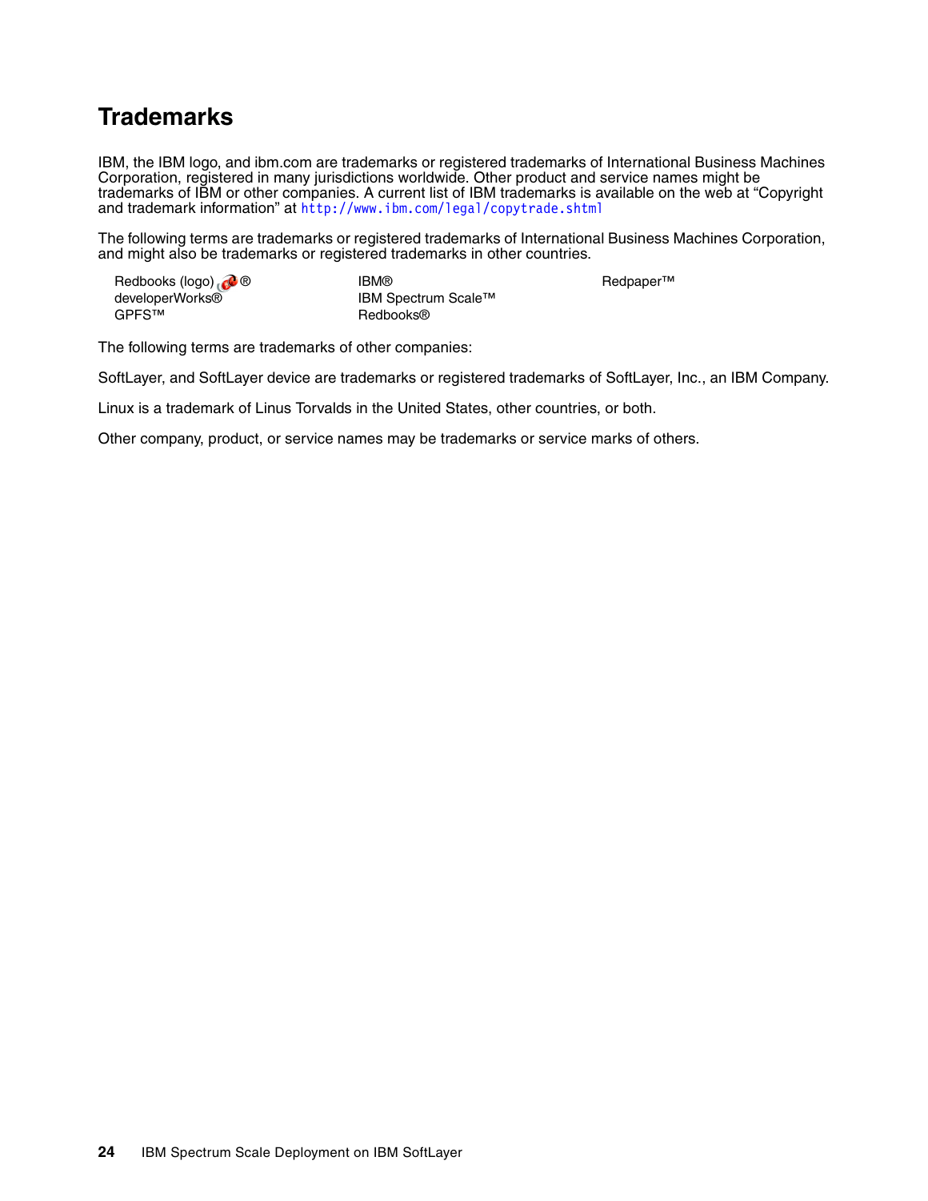# Trademarks

IBM, the IBM logo, and ibm.com are trademarks or registered trademarks of International Business Machines Corporation, registered in many jurisdictions worldwide. Other product and service names might be trademarks of IBM or other companies. A current list of IBM trademarks is available on the web at "Copyright and trademark information" at http://www.ibm.com/legal/copytrade.shtml

The following terms are trademarks or registered trademarks of International Business Machines Corporation, and might also be trademarks or registered trademarks in other countries.

- Redbooks (logo) ®
- developerWorks®
- GPFS™
- IBM®
- IBM Spectrum Scale™
- Redbooks®
- Redpaper™

The following terms are trademarks of other companies:

SoftLayer, and SoftLayer device are trademarks or registered trademarks of SoftLayer, Inc., an IBM Company.

Linux is a trademark of Linus Torvalds in the United States, other countries, or both.

Other company, product, or service names may be trademarks or service marks of others.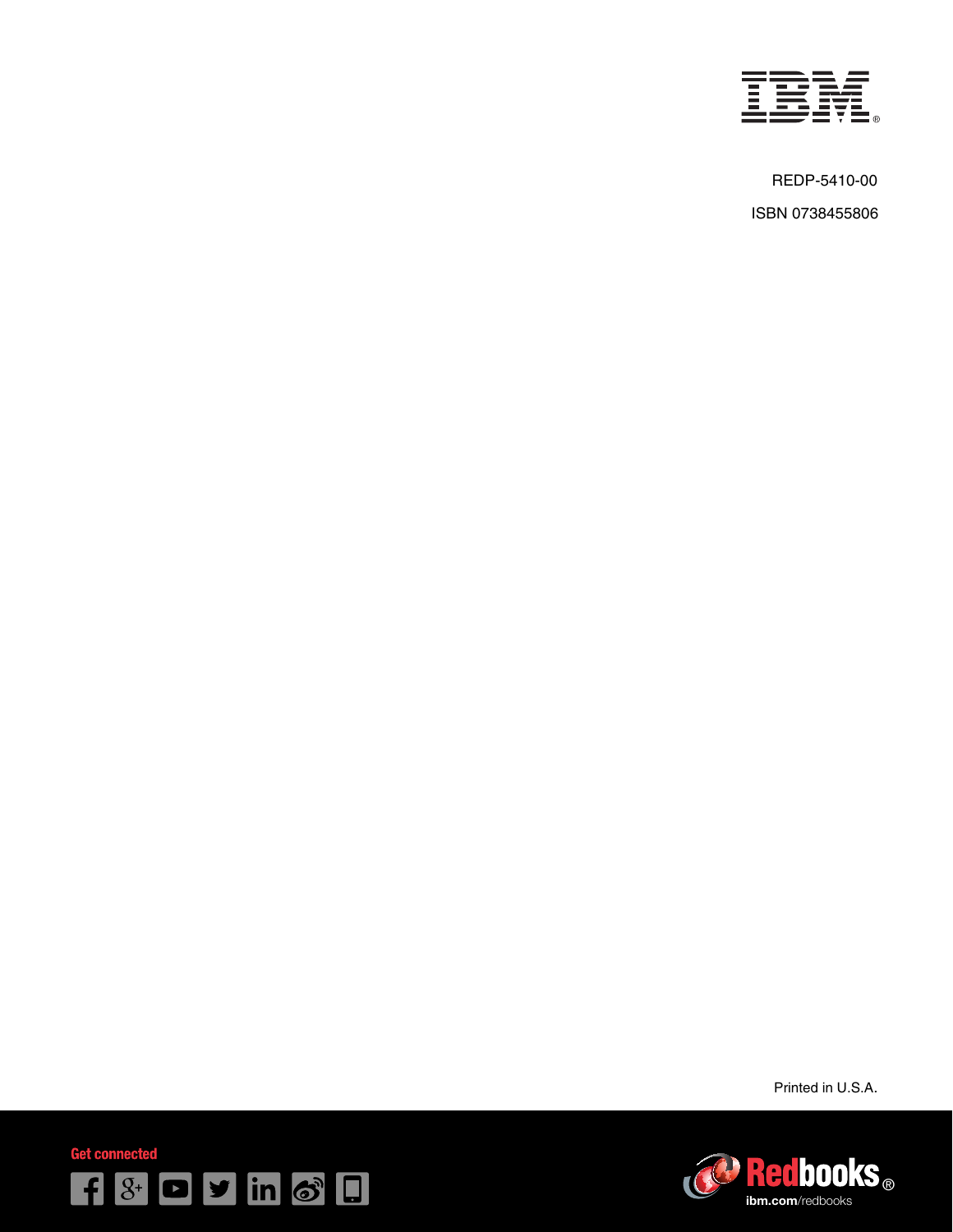REDP-5410-00

ISBN 0738455806

Printed in U.S.A.

Get connected

Redbooks®

ibm.com/redbooks